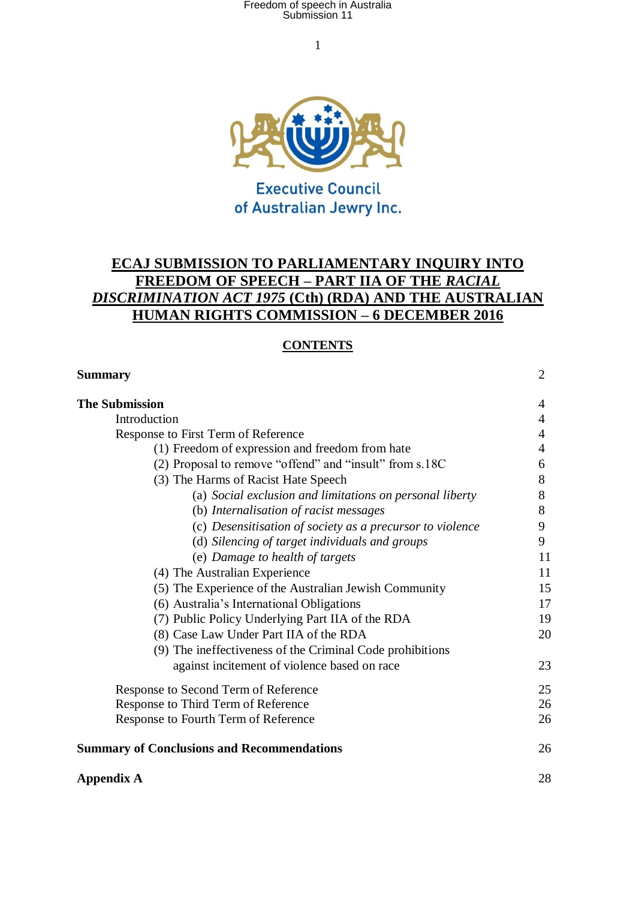Executive Council of Australian Jewry Inc.

# ECAJ SUBMISSION TO PARLIAMENTARY INQUIRY INTO FREEDOM OF SPEECH – PART IIA OF THE *RACIAL DISCRIMINATION ACT 1975* (Cth) (RDA) AND THE AUSTRALIAN HUMAN RIGHTS COMMISSION – 6 DECEMBER 2016

## CONTENTS

| | |
|---|---|
| **Summary** | 2 |
| **The Submission** | 4 |
| Introduction | 4 |
| Response to First Term of Reference | 4 |
| (1) Freedom of expression and freedom from hate | 4 |
| (2) Proposal to remove "offend" and "insult" from s.18C | 6 |
| (3) The Harms of Racist Hate Speech | 8 |
| (a) *Social exclusion and limitations on personal liberty* | 8 |
| (b) *Internalisation of racist messages* | 8 |
| (c) *Desensitisation of society as a precursor to violence* | 9 |
| (d) *Silencing of target individuals and groups* | 9 |
| (e) *Damage to health of targets* | 11 |
| (4) The Australian Experience | 11 |
| (5) The Experience of the Australian Jewish Community | 15 |
| (6) Australia's International Obligations | 17 |
| (7) Public Policy Underlying Part IIA of the RDA | 19 |
| (8) Case Law Under Part IIA of the RDA | 20 |
| (9) The ineffectiveness of the Criminal Code prohibitions against incitement of violence based on race | 23 |
| Response to Second Term of Reference | 25 |
| Response to Third Term of Reference | 26 |
| Response to Fourth Term of Reference | 26 |
| **Summary of Conclusions and Recommendations** | 26 |
| **Appendix A** | 28 |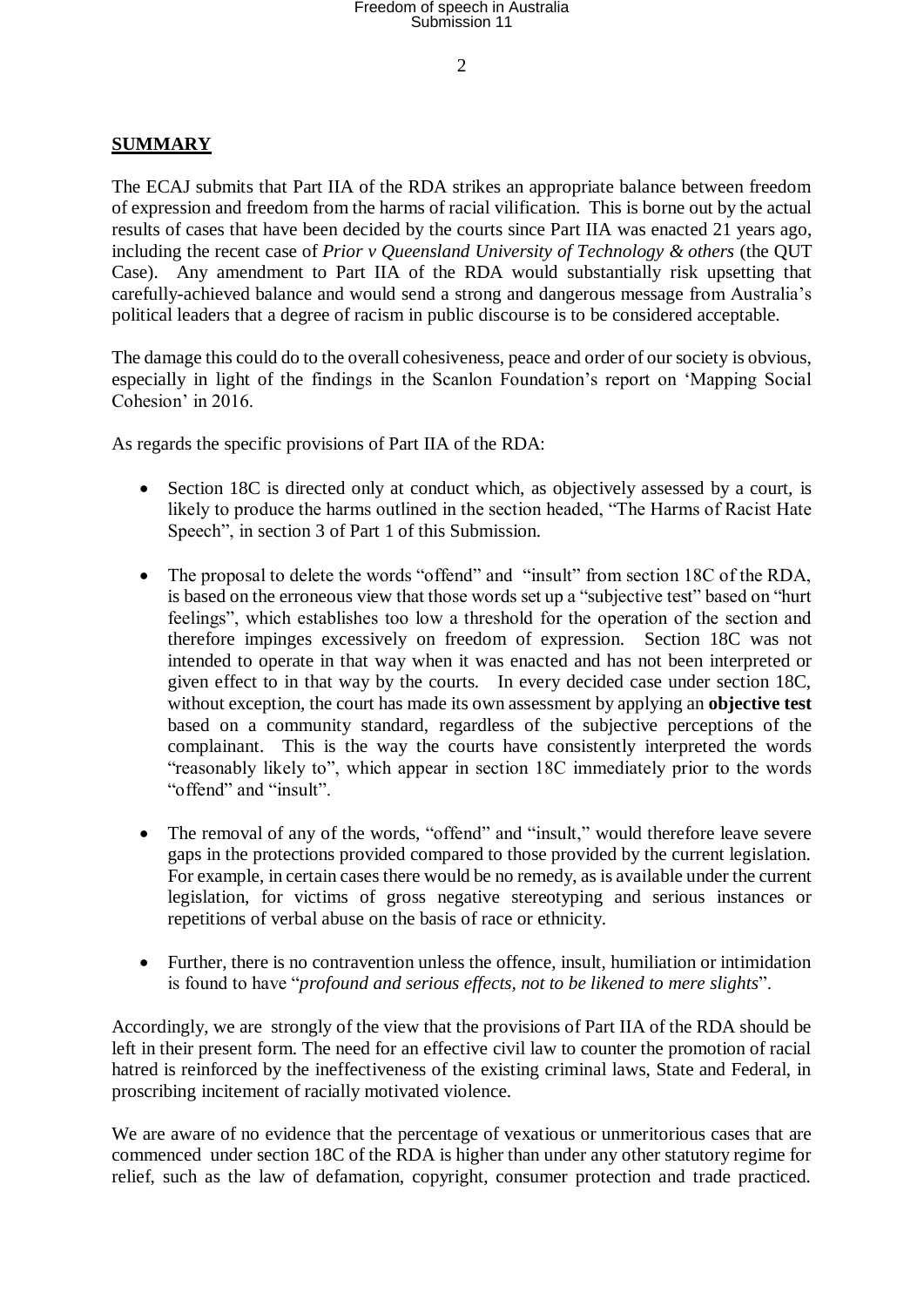## SUMMARY

The ECAJ submits that Part IIA of the RDA strikes an appropriate balance between freedom of expression and freedom from the harms of racial vilification. This is borne out by the actual results of cases that have been decided by the courts since Part IIA was enacted 21 years ago, including the recent case of *Prior v Queensland University of Technology & others* (the QUT Case). Any amendment to Part IIA of the RDA would substantially risk upsetting that carefully-achieved balance and would send a strong and dangerous message from Australia's political leaders that a degree of racism in public discourse is to be considered acceptable.

The damage this could do to the overall cohesiveness, peace and order of our society is obvious, especially in light of the findings in the Scanlon Foundation's report on 'Mapping Social Cohesion' in 2016.

As regards the specific provisions of Part IIA of the RDA:

- Section 18C is directed only at conduct which, as objectively assessed by a court, is likely to produce the harms outlined in the section headed, "The Harms of Racist Hate Speech", in section 3 of Part 1 of this Submission.
- The proposal to delete the words "offend" and "insult" from section 18C of the RDA, is based on the erroneous view that those words set up a "subjective test" based on "hurt feelings", which establishes too low a threshold for the operation of the section and therefore impinges excessively on freedom of expression. Section 18C was not intended to operate in that way when it was enacted and has not been interpreted or given effect to in that way by the courts. In every decided case under section 18C, without exception, the court has made its own assessment by applying an **objective test** based on a community standard, regardless of the subjective perceptions of the complainant. This is the way the courts have consistently interpreted the words "reasonably likely to", which appear in section 18C immediately prior to the words "offend" and "insult".
- The removal of any of the words, "offend" and "insult," would therefore leave severe gaps in the protections provided compared to those provided by the current legislation. For example, in certain cases there would be no remedy, as is available under the current legislation, for victims of gross negative stereotyping and serious instances or repetitions of verbal abuse on the basis of race or ethnicity.
- Further, there is no contravention unless the offence, insult, humiliation or intimidation is found to have "*profound and serious effects, not to be likened to mere slights*".

Accordingly, we are strongly of the view that the provisions of Part IIA of the RDA should be left in their present form. The need for an effective civil law to counter the promotion of racial hatred is reinforced by the ineffectiveness of the existing criminal laws, State and Federal, in proscribing incitement of racially motivated violence.

We are aware of no evidence that the percentage of vexatious or unmeritorious cases that are commenced under section 18C of the RDA is higher than under any other statutory regime for relief, such as the law of defamation, copyright, consumer protection and trade practiced.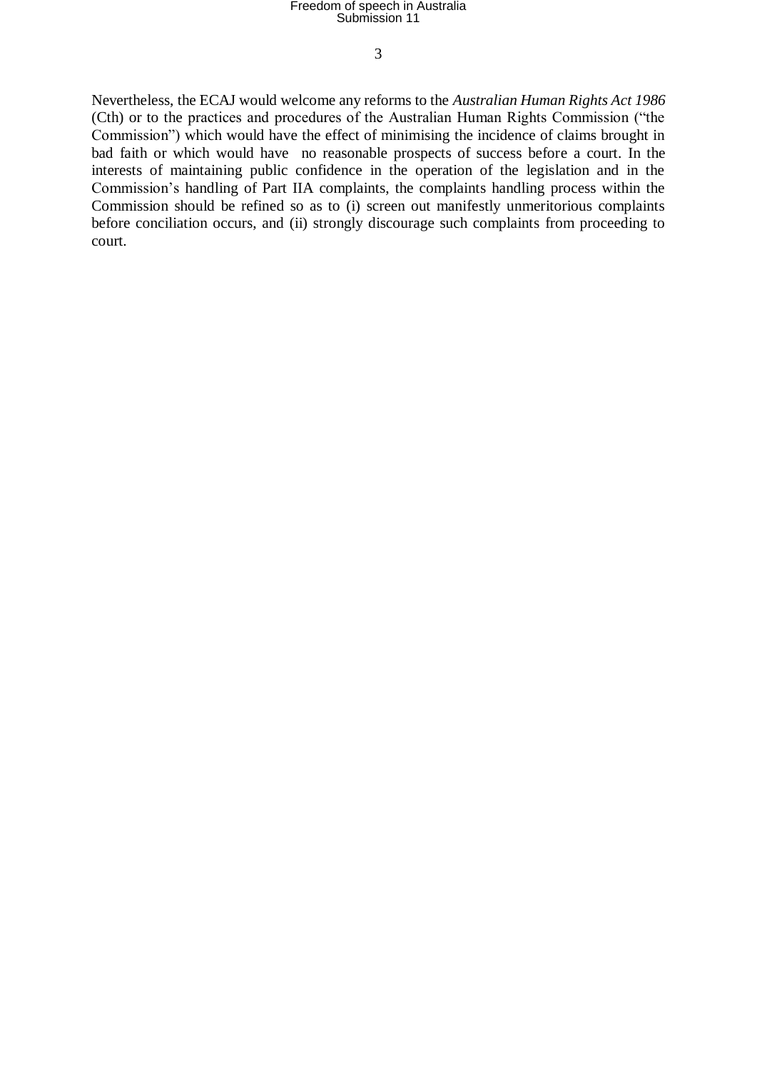Nevertheless, the ECAJ would welcome any reforms to the *Australian Human Rights Act 1986* (Cth) or to the practices and procedures of the Australian Human Rights Commission ("the Commission") which would have the effect of minimising the incidence of claims brought in bad faith or which would have no reasonable prospects of success before a court. In the interests of maintaining public confidence in the operation of the legislation and in the Commission's handling of Part IIA complaints, the complaints handling process within the Commission should be refined so as to (i) screen out manifestly unmeritorious complaints before conciliation occurs, and (ii) strongly discourage such complaints from proceeding to court.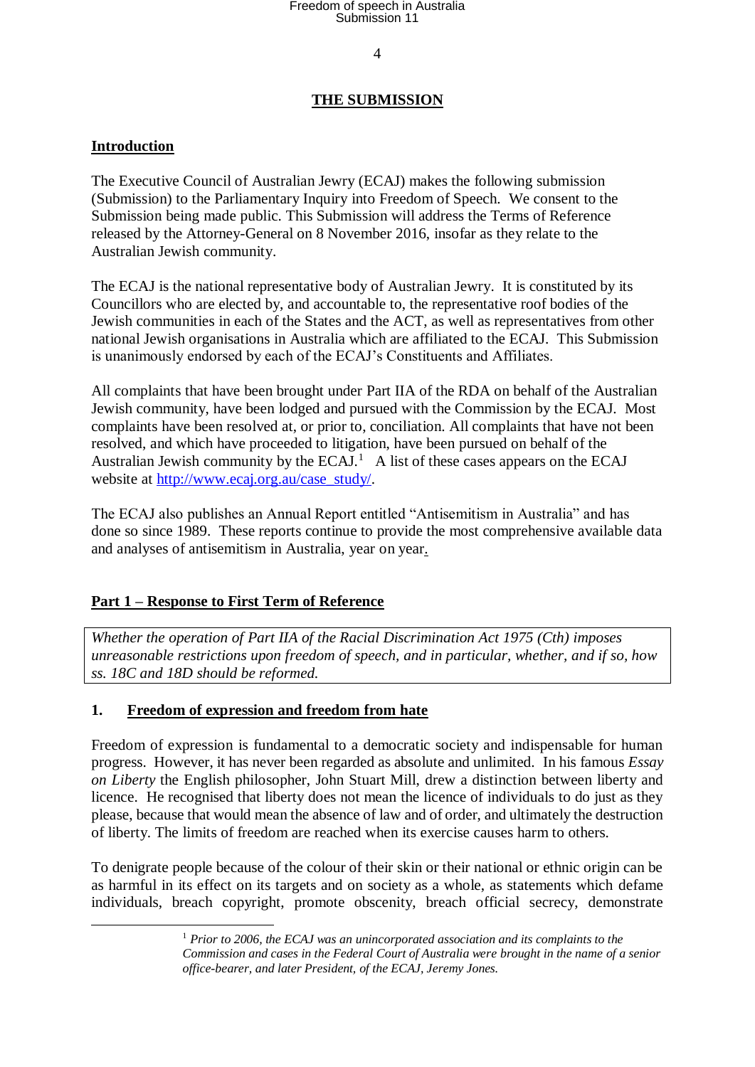## THE SUBMISSION

### Introduction

The Executive Council of Australian Jewry (ECAJ) makes the following submission (Submission) to the Parliamentary Inquiry into Freedom of Speech. We consent to the Submission being made public. This Submission will address the Terms of Reference released by the Attorney-General on 8 November 2016, insofar as they relate to the Australian Jewish community.

The ECAJ is the national representative body of Australian Jewry. It is constituted by its Councillors who are elected by, and accountable to, the representative roof bodies of the Jewish communities in each of the States and the ACT, as well as representatives from other national Jewish organisations in Australia which are affiliated to the ECAJ. This Submission is unanimously endorsed by each of the ECAJ's Constituents and Affiliates.

All complaints that have been brought under Part IIA of the RDA on behalf of the Australian Jewish community, have been lodged and pursued with the Commission by the ECAJ. Most complaints have been resolved at, or prior to, conciliation. All complaints that have not been resolved, and which have proceeded to litigation, have been pursued on behalf of the Australian Jewish community by the ECAJ.[1] A list of these cases appears on the ECAJ website at http://www.ecaj.org.au/case_study/.

The ECAJ also publishes an Annual Report entitled "Antisemitism in Australia" and has done so since 1989. These reports continue to provide the most comprehensive available data and analyses of antisemitism in Australia, year on year.

### Part 1 – Response to First Term of Reference

*Whether the operation of Part IIA of the Racial Discrimination Act 1975 (Cth) imposes unreasonable restrictions upon freedom of speech, and in particular, whether, and if so, how ss. 18C and 18D should be reformed.*

#### 1. Freedom of expression and freedom from hate

Freedom of expression is fundamental to a democratic society and indispensable for human progress. However, it has never been regarded as absolute and unlimited. In his famous *Essay on Liberty* the English philosopher, John Stuart Mill, drew a distinction between liberty and licence. He recognised that liberty does not mean the licence of individuals to do just as they please, because that would mean the absence of law and of order, and ultimately the destruction of liberty. The limits of freedom are reached when its exercise causes harm to others.

To denigrate people because of the colour of their skin or their national or ethnic origin can be as harmful in its effect on its targets and on society as a whole, as statements which defame individuals, breach copyright, promote obscenity, breach official secrecy, demonstrate

---

[1] *Prior to 2006, the ECAJ was an unincorporated association and its complaints to the Commission and cases in the Federal Court of Australia were brought in the name of a senior office-bearer, and later President, of the ECAJ, Jeremy Jones.*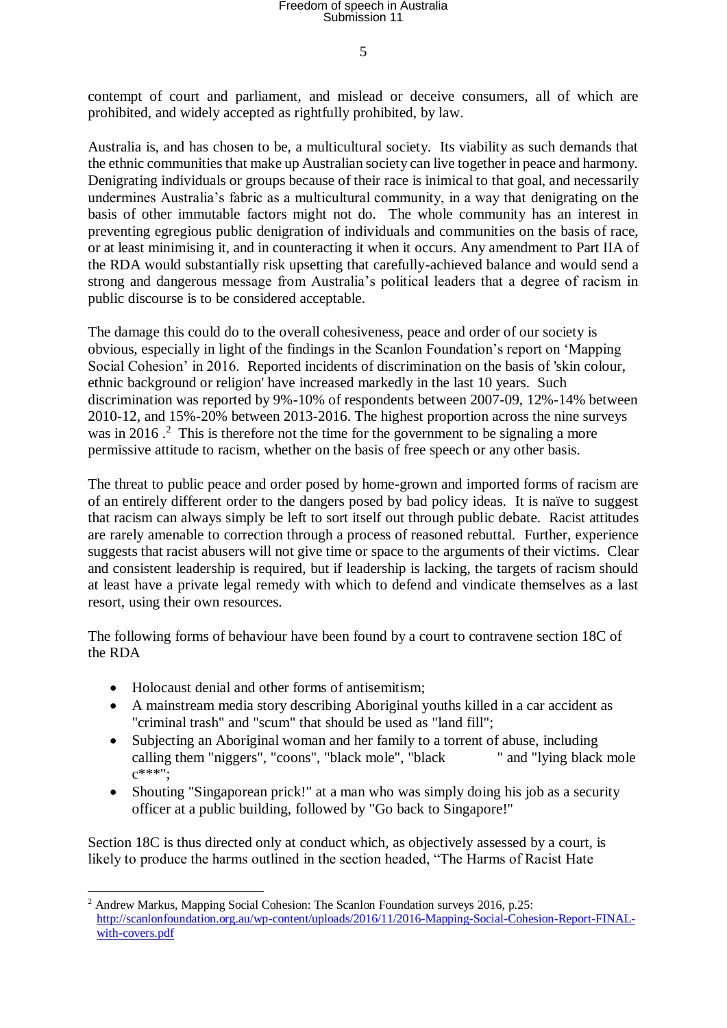contempt of court and parliament, and mislead or deceive consumers, all of which are prohibited, and widely accepted as rightfully prohibited, by law.

Australia is, and has chosen to be, a multicultural society. Its viability as such demands that the ethnic communities that make up Australian society can live together in peace and harmony. Denigrating individuals or groups because of their race is inimical to that goal, and necessarily undermines Australia's fabric as a multicultural community, in a way that denigrating on the basis of other immutable factors might not do. The whole community has an interest in preventing egregious public denigration of individuals and communities on the basis of race, or at least minimising it, and in counteracting it when it occurs. Any amendment to Part IIA of the RDA would substantially risk upsetting that carefully-achieved balance and would send a strong and dangerous message from Australia's political leaders that a degree of racism in public discourse is to be considered acceptable.

The damage this could do to the overall cohesiveness, peace and order of our society is obvious, especially in light of the findings in the Scanlon Foundation's report on 'Mapping Social Cohesion' in 2016. Reported incidents of discrimination on the basis of 'skin colour, ethnic background or religion' have increased markedly in the last 10 years. Such discrimination was reported by 9%-10% of respondents between 2007-09, 12%-14% between 2010-12, and 15%-20% between 2013-2016. The highest proportion across the nine surveys was in 2016 .[2] This is therefore not the time for the government to be signaling a more permissive attitude to racism, whether on the basis of free speech or any other basis.

The threat to public peace and order posed by home-grown and imported forms of racism are of an entirely different order to the dangers posed by bad policy ideas. It is naïve to suggest that racism can always simply be left to sort itself out through public debate. Racist attitudes are rarely amenable to correction through a process of reasoned rebuttal. Further, experience suggests that racist abusers will not give time or space to the arguments of their victims. Clear and consistent leadership is required, but if leadership is lacking, the targets of racism should at least have a private legal remedy with which to defend and vindicate themselves as a last resort, using their own resources.

The following forms of behaviour have been found by a court to contravene section 18C of the RDA

- Holocaust denial and other forms of antisemitism;
- A mainstream media story describing Aboriginal youths killed in a car accident as "criminal trash" and "scum" that should be used as "land fill";
- Subjecting an Aboriginal woman and her family to a torrent of abuse, including calling them "niggers", "coons", "black mole", "black " and "lying black mole c***";
- Shouting "Singaporean prick!" at a man who was simply doing his job as a security officer at a public building, followed by "Go back to Singapore!"

Section 18C is thus directed only at conduct which, as objectively assessed by a court, is likely to produce the harms outlined in the section headed, "The Harms of Racist Hate

---

[2] Andrew Markus, Mapping Social Cohesion: The Scanlon Foundation surveys 2016, p.25: http://scanlonfoundation.org.au/wp-content/uploads/2016/11/2016-Mapping-Social-Cohesion-Report-FINAL-with-covers.pdf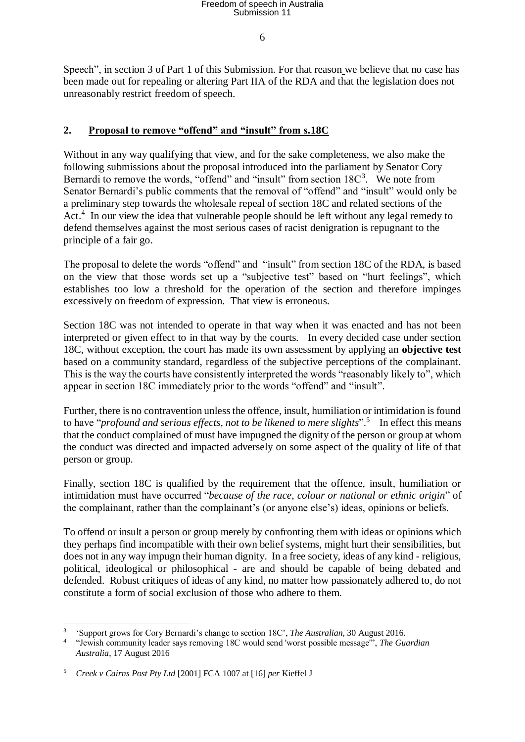Speech", in section 3 of Part 1 of this Submission. For that reason we believe that no case has been made out for repealing or altering Part IIA of the RDA and that the legislation does not unreasonably restrict freedom of speech.

## 2. Proposal to remove "offend" and "insult" from s.18C

Without in any way qualifying that view, and for the sake completeness, we also make the following submissions about the proposal introduced into the parliament by Senator Cory Bernardi to remove the words, "offend" and "insult" from section 18C[3]. We note from Senator Bernardi's public comments that the removal of "offend" and "insult" would only be a preliminary step towards the wholesale repeal of section 18C and related sections of the Act.[4] In our view the idea that vulnerable people should be left without any legal remedy to defend themselves against the most serious cases of racist denigration is repugnant to the principle of a fair go.

The proposal to delete the words "offend" and "insult" from section 18C of the RDA, is based on the view that those words set up a "subjective test" based on "hurt feelings", which establishes too low a threshold for the operation of the section and therefore impinges excessively on freedom of expression. That view is erroneous.

Section 18C was not intended to operate in that way when it was enacted and has not been interpreted or given effect to in that way by the courts. In every decided case under section 18C, without exception, the court has made its own assessment by applying an **objective test** based on a community standard, regardless of the subjective perceptions of the complainant. This is the way the courts have consistently interpreted the words "reasonably likely to", which appear in section 18C immediately prior to the words "offend" and "insult".

Further, there is no contravention unless the offence, insult, humiliation or intimidation is found to have "*profound and serious effects, not to be likened to mere slights*".[5] In effect this means that the conduct complained of must have impugned the dignity of the person or group at whom the conduct was directed and impacted adversely on some aspect of the quality of life of that person or group.

Finally, section 18C is qualified by the requirement that the offence, insult, humiliation or intimidation must have occurred "*because of the race, colour or national or ethnic origin*" of the complainant, rather than the complainant's (or anyone else's) ideas, opinions or beliefs.

To offend or insult a person or group merely by confronting them with ideas or opinions which they perhaps find incompatible with their own belief systems, might hurt their sensibilities, but does not in any way impugn their human dignity. In a free society, ideas of any kind - religious, political, ideological or philosophical - are and should be capable of being debated and defended. Robust critiques of ideas of any kind, no matter how passionately adhered to, do not constitute a form of social exclusion of those who adhere to them.

---

[3] 'Support grows for Cory Bernardi's change to section 18C', *The Australian*, 30 August 2016.

[4] "Jewish community leader says removing 18C would send 'worst possible message'", *The Guardian Australia*, 17 August 2016

[5] *Creek v Cairns Post Pty Ltd* [2001] FCA 1007 at [16] *per* Kieffel J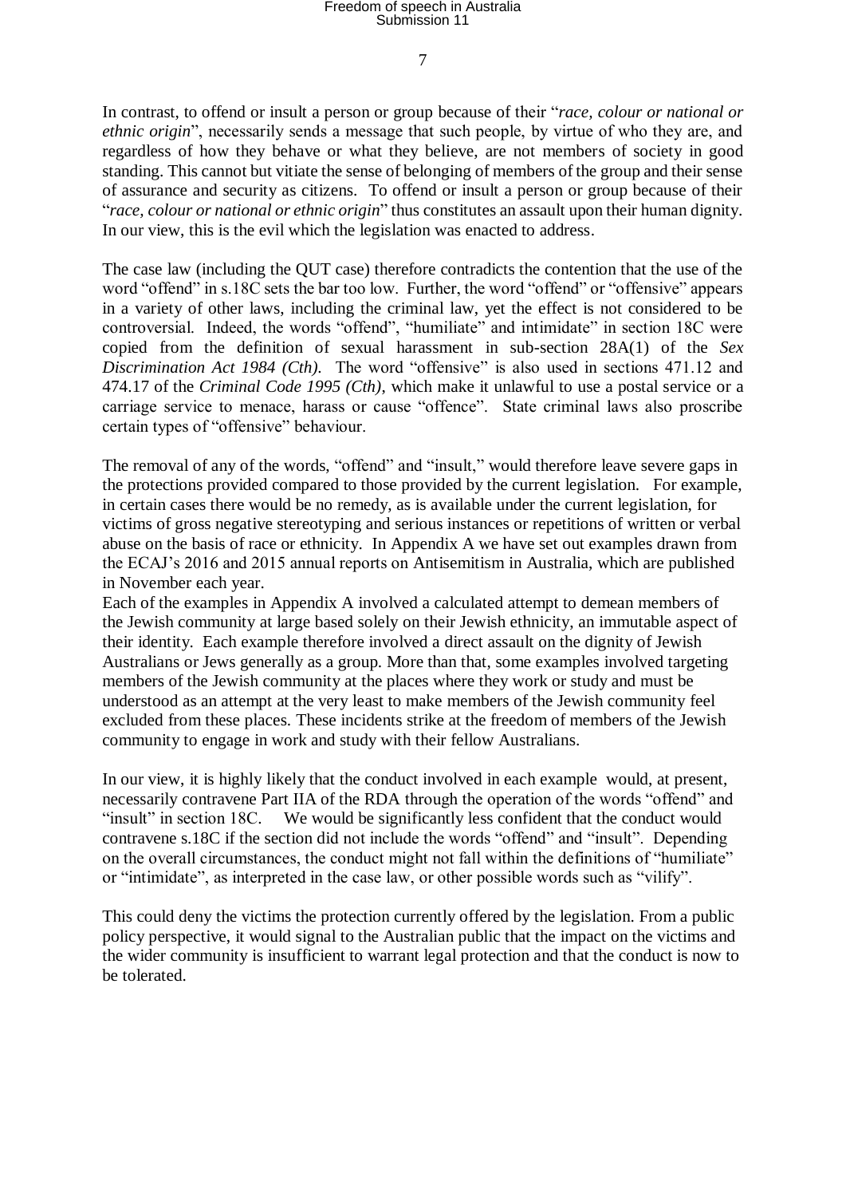In contrast, to offend or insult a person or group because of their "*race, colour or national or ethnic origin*", necessarily sends a message that such people, by virtue of who they are, and regardless of how they behave or what they believe, are not members of society in good standing. This cannot but vitiate the sense of belonging of members of the group and their sense of assurance and security as citizens. To offend or insult a person or group because of their "*race, colour or national or ethnic origin*" thus constitutes an assault upon their human dignity. In our view, this is the evil which the legislation was enacted to address.

The case law (including the QUT case) therefore contradicts the contention that the use of the word "offend" in s.18C sets the bar too low. Further, the word "offend" or "offensive" appears in a variety of other laws, including the criminal law, yet the effect is not considered to be controversial. Indeed, the words "offend", "humiliate" and intimidate" in section 18C were copied from the definition of sexual harassment in sub-section 28A(1) of the *Sex Discrimination Act 1984 (Cth)*. The word "offensive" is also used in sections 471.12 and 474.17 of the *Criminal Code 1995 (Cth)*, which make it unlawful to use a postal service or a carriage service to menace, harass or cause "offence". State criminal laws also proscribe certain types of "offensive" behaviour.

The removal of any of the words, "offend" and "insult," would therefore leave severe gaps in the protections provided compared to those provided by the current legislation. For example, in certain cases there would be no remedy, as is available under the current legislation, for victims of gross negative stereotyping and serious instances or repetitions of written or verbal abuse on the basis of race or ethnicity. In Appendix A we have set out examples drawn from the ECAJ's 2016 and 2015 annual reports on Antisemitism in Australia, which are published in November each year.

Each of the examples in Appendix A involved a calculated attempt to demean members of the Jewish community at large based solely on their Jewish ethnicity, an immutable aspect of their identity. Each example therefore involved a direct assault on the dignity of Jewish Australians or Jews generally as a group. More than that, some examples involved targeting members of the Jewish community at the places where they work or study and must be understood as an attempt at the very least to make members of the Jewish community feel excluded from these places. These incidents strike at the freedom of members of the Jewish community to engage in work and study with their fellow Australians.

In our view, it is highly likely that the conduct involved in each example would, at present, necessarily contravene Part IIA of the RDA through the operation of the words "offend" and "insult" in section 18C. We would be significantly less confident that the conduct would contravene s.18C if the section did not include the words "offend" and "insult". Depending on the overall circumstances, the conduct might not fall within the definitions of "humiliate" or "intimidate", as interpreted in the case law, or other possible words such as "vilify".

This could deny the victims the protection currently offered by the legislation. From a public policy perspective, it would signal to the Australian public that the impact on the victims and the wider community is insufficient to warrant legal protection and that the conduct is now to be tolerated.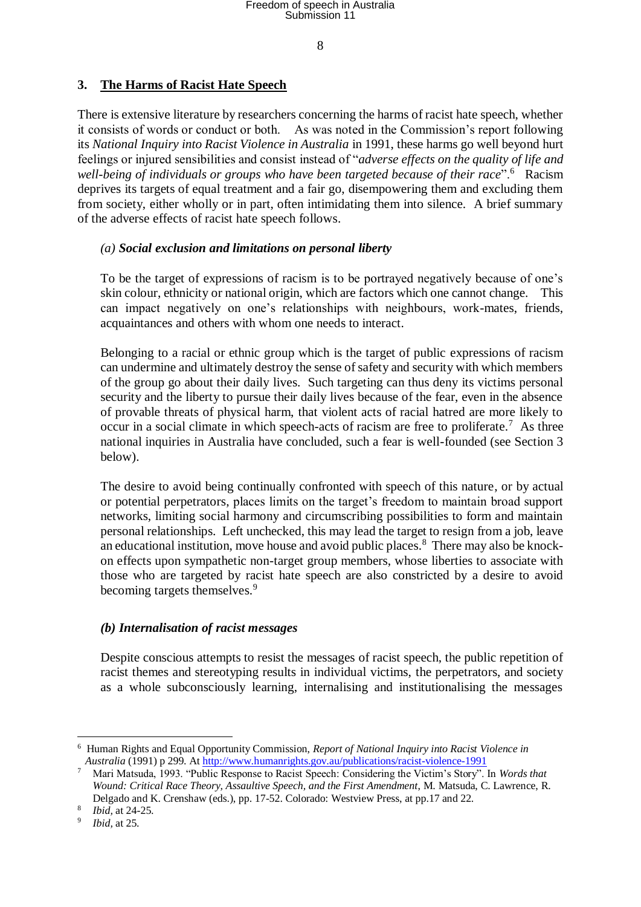## 3. The Harms of Racist Hate Speech

There is extensive literature by researchers concerning the harms of racist hate speech, whether it consists of words or conduct or both. As was noted in the Commission's report following its *National Inquiry into Racist Violence in Australia* in 1991, these harms go well beyond hurt feelings or injured sensibilities and consist instead of "*adverse effects on the quality of life and well-being of individuals or groups who have been targeted because of their race*".[6] Racism deprives its targets of equal treatment and a fair go, disempowering them and excluding them from society, either wholly or in part, often intimidating them into silence. A brief summary of the adverse effects of racist hate speech follows.

### *(a)* ***Social exclusion and limitations on personal liberty***

To be the target of expressions of racism is to be portrayed negatively because of one's skin colour, ethnicity or national origin, which are factors which one cannot change. This can impact negatively on one's relationships with neighbours, work-mates, friends, acquaintances and others with whom one needs to interact.

Belonging to a racial or ethnic group which is the target of public expressions of racism can undermine and ultimately destroy the sense of safety and security with which members of the group go about their daily lives. Such targeting can thus deny its victims personal security and the liberty to pursue their daily lives because of the fear, even in the absence of provable threats of physical harm, that violent acts of racial hatred are more likely to occur in a social climate in which speech-acts of racism are free to proliferate.[7] As three national inquiries in Australia have concluded, such a fear is well-founded (see Section 3 below).

The desire to avoid being continually confronted with speech of this nature, or by actual or potential perpetrators, places limits on the target's freedom to maintain broad support networks, limiting social harmony and circumscribing possibilities to form and maintain personal relationships. Left unchecked, this may lead the target to resign from a job, leave an educational institution, move house and avoid public places.[8] There may also be knock-on effects upon sympathetic non-target group members, whose liberties to associate with those who are targeted by racist hate speech are also constricted by a desire to avoid becoming targets themselves.[9]

### *(b) Internalisation of racist messages*

Despite conscious attempts to resist the messages of racist speech, the public repetition of racist themes and stereotyping results in individual victims, the perpetrators, and society as a whole subconsciously learning, internalising and institutionalising the messages

---

[6] Human Rights and Equal Opportunity Commission, *Report of National Inquiry into Racist Violence in Australia* (1991) p 299. At http://www.humanrights.gov.au/publications/racist-violence-1991

[7] Mari Matsuda, 1993. "Public Response to Racist Speech: Considering the Victim's Story". In *Words that Wound: Critical Race Theory, Assaultive Speech, and the First Amendment*, M. Matsuda, C. Lawrence, R. Delgado and K. Crenshaw (eds.), pp. 17-52. Colorado: Westview Press, at pp.17 and 22.

[8] *Ibid*, at 24-25.

[9] *Ibid*, at 25.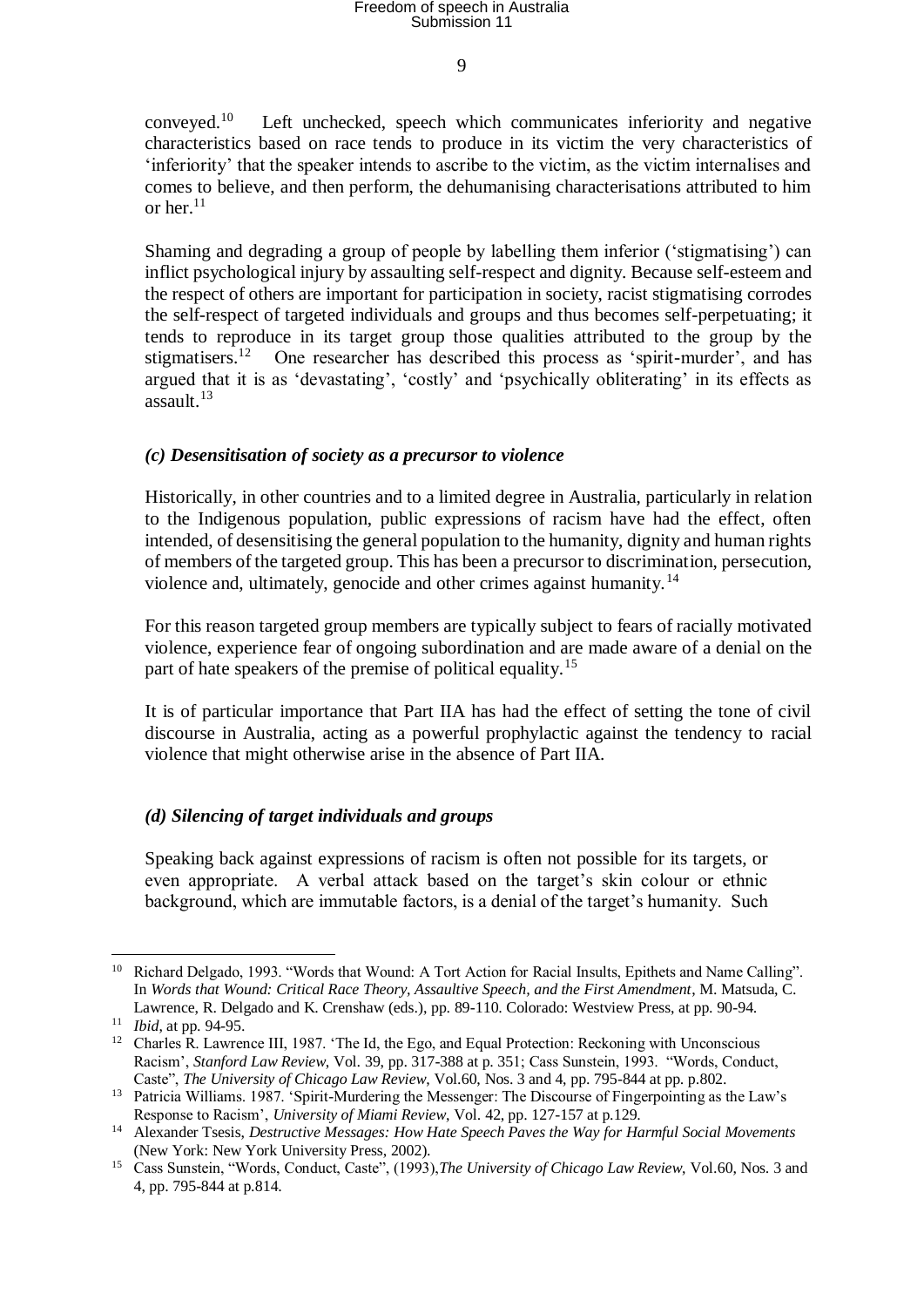conveyed.[10] Left unchecked, speech which communicates inferiority and negative characteristics based on race tends to produce in its victim the very characteristics of 'inferiority' that the speaker intends to ascribe to the victim, as the victim internalises and comes to believe, and then perform, the dehumanising characterisations attributed to him or her.[11]

Shaming and degrading a group of people by labelling them inferior ('stigmatising') can inflict psychological injury by assaulting self-respect and dignity. Because self-esteem and the respect of others are important for participation in society, racist stigmatising corrodes the self-respect of targeted individuals and groups and thus becomes self-perpetuating; it tends to reproduce in its target group those qualities attributed to the group by the stigmatisers.[12] One researcher has described this process as 'spirit-murder', and has argued that it is as 'devastating', 'costly' and 'psychically obliterating' in its effects as assault.[13]

### *(c) Desensitisation of society as a precursor to violence*

Historically, in other countries and to a limited degree in Australia, particularly in relation to the Indigenous population, public expressions of racism have had the effect, often intended, of desensitising the general population to the humanity, dignity and human rights of members of the targeted group. This has been a precursor to discrimination, persecution, violence and, ultimately, genocide and other crimes against humanity.[14]

For this reason targeted group members are typically subject to fears of racially motivated violence, experience fear of ongoing subordination and are made aware of a denial on the part of hate speakers of the premise of political equality.[15]

It is of particular importance that Part IIA has had the effect of setting the tone of civil discourse in Australia, acting as a powerful prophylactic against the tendency to racial violence that might otherwise arise in the absence of Part IIA.

### *(d) Silencing of target individuals and groups*

Speaking back against expressions of racism is often not possible for its targets, or even appropriate. A verbal attack based on the target's skin colour or ethnic background, which are immutable factors, is a denial of the target's humanity. Such

---

[10] Richard Delgado, 1993. "Words that Wound: A Tort Action for Racial Insults, Epithets and Name Calling". In *Words that Wound: Critical Race Theory, Assaultive Speech, and the First Amendment*, M. Matsuda, C. Lawrence, R. Delgado and K. Crenshaw (eds.), pp. 89-110. Colorado: Westview Press, at pp. 90-94.

[11] *Ibid*, at pp. 94-95.

[12] Charles R. Lawrence III, 1987. 'The Id, the Ego, and Equal Protection: Reckoning with Unconscious Racism', *Stanford Law Review*, Vol. 39, pp. 317-388 at p. 351; Cass Sunstein, 1993. "Words, Conduct, Caste", *The University of Chicago Law Review*, Vol.60, Nos. 3 and 4, pp. 795-844 at pp. p.802.

[13] Patricia Williams. 1987. 'Spirit-Murdering the Messenger: The Discourse of Fingerpointing as the Law's Response to Racism', *University of Miami Review*, Vol. 42, pp. 127-157 at p.129.

[14] Alexander Tsesis, *Destructive Messages: How Hate Speech Paves the Way for Harmful Social Movements* (New York: New York University Press, 2002).

[15] Cass Sunstein, "Words, Conduct, Caste", (1993),*The University of Chicago Law Review*, Vol.60, Nos. 3 and 4, pp. 795-844 at p.814.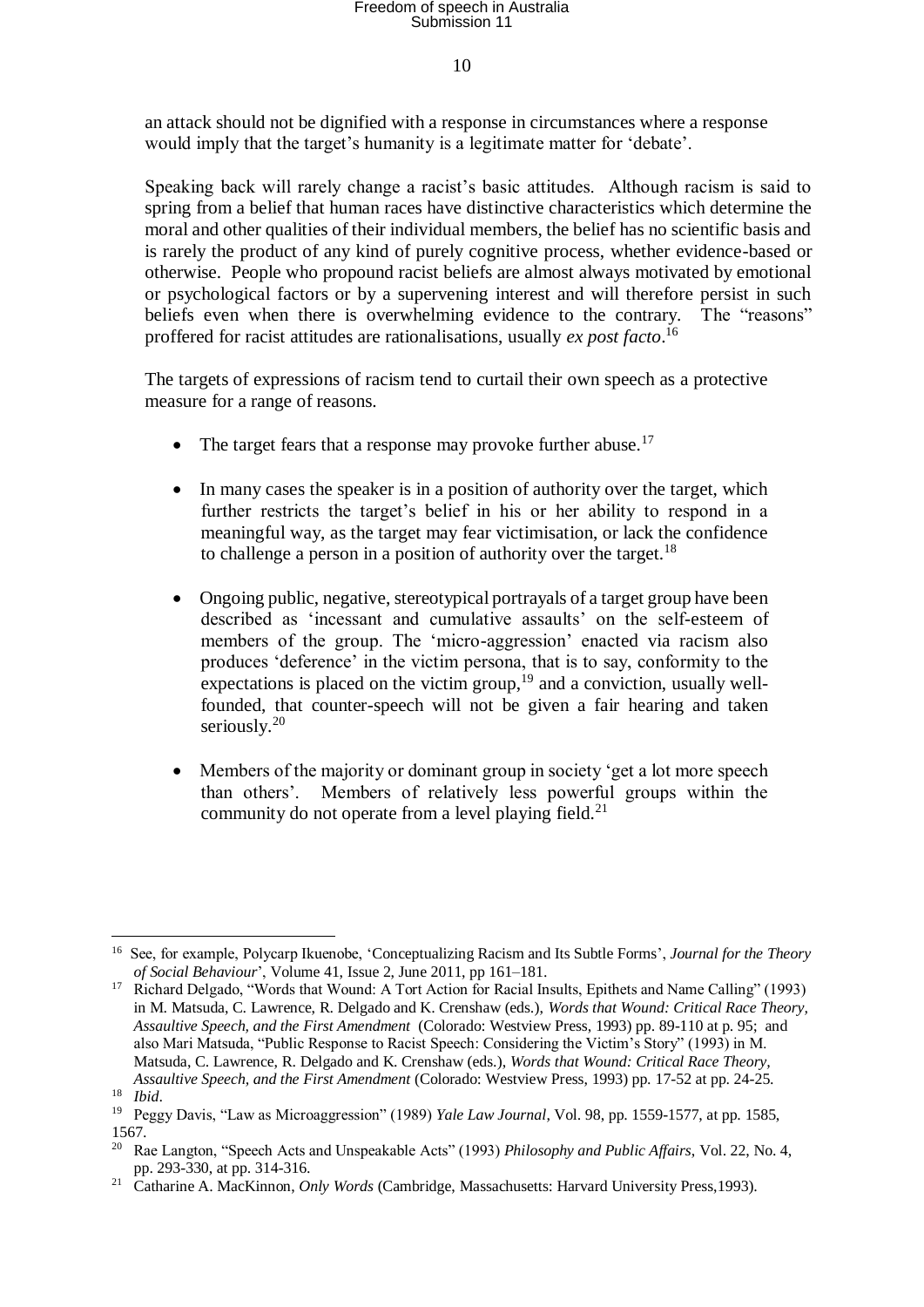an attack should not be dignified with a response in circumstances where a response would imply that the target's humanity is a legitimate matter for 'debate'.

Speaking back will rarely change a racist's basic attitudes. Although racism is said to spring from a belief that human races have distinctive characteristics which determine the moral and other qualities of their individual members, the belief has no scientific basis and is rarely the product of any kind of purely cognitive process, whether evidence-based or otherwise. People who propound racist beliefs are almost always motivated by emotional or psychological factors or by a supervening interest and will therefore persist in such beliefs even when there is overwhelming evidence to the contrary. The "reasons" proffered for racist attitudes are rationalisations, usually *ex post facto*.[16]

The targets of expressions of racism tend to curtail their own speech as a protective measure for a range of reasons.

- The target fears that a response may provoke further abuse.[17]
- In many cases the speaker is in a position of authority over the target, which further restricts the target's belief in his or her ability to respond in a meaningful way, as the target may fear victimisation, or lack the confidence to challenge a person in a position of authority over the target.[18]
- Ongoing public, negative, stereotypical portrayals of a target group have been described as 'incessant and cumulative assaults' on the self-esteem of members of the group. The 'micro-aggression' enacted via racism also produces 'deference' in the victim persona, that is to say, conformity to the expectations is placed on the victim group,[19] and a conviction, usually well-founded, that counter-speech will not be given a fair hearing and taken seriously.[20]
- Members of the majority or dominant group in society 'get a lot more speech than others'. Members of relatively less powerful groups within the community do not operate from a level playing field.[21]

---

[16] See, for example, Polycarp Ikuenobe, 'Conceptualizing Racism and Its Subtle Forms', *Journal for the Theory of Social Behaviour*', Volume 41, Issue 2, June 2011, pp 161–181.

[17] Richard Delgado, "Words that Wound: A Tort Action for Racial Insults, Epithets and Name Calling" (1993) in M. Matsuda, C. Lawrence, R. Delgado and K. Crenshaw (eds.), *Words that Wound: Critical Race Theory, Assaultive Speech, and the First Amendment* (Colorado: Westview Press, 1993) pp. 89-110 at p. 95; and also Mari Matsuda, "Public Response to Racist Speech: Considering the Victim's Story" (1993) in M. Matsuda, C. Lawrence, R. Delgado and K. Crenshaw (eds.), *Words that Wound: Critical Race Theory, Assaultive Speech, and the First Amendment* (Colorado: Westview Press, 1993) pp. 17-52 at pp. 24-25.

[18] *Ibid*.

[19] Peggy Davis, "Law as Microaggression" (1989) *Yale Law Journal*, Vol. 98, pp. 1559-1577, at pp. 1585, 1567.

[20] Rae Langton, "Speech Acts and Unspeakable Acts" (1993) *Philosophy and Public Affairs*, Vol. 22, No. 4, pp. 293-330, at pp. 314-316.

[21] Catharine A. MacKinnon, *Only Words* (Cambridge, Massachusetts: Harvard University Press,1993).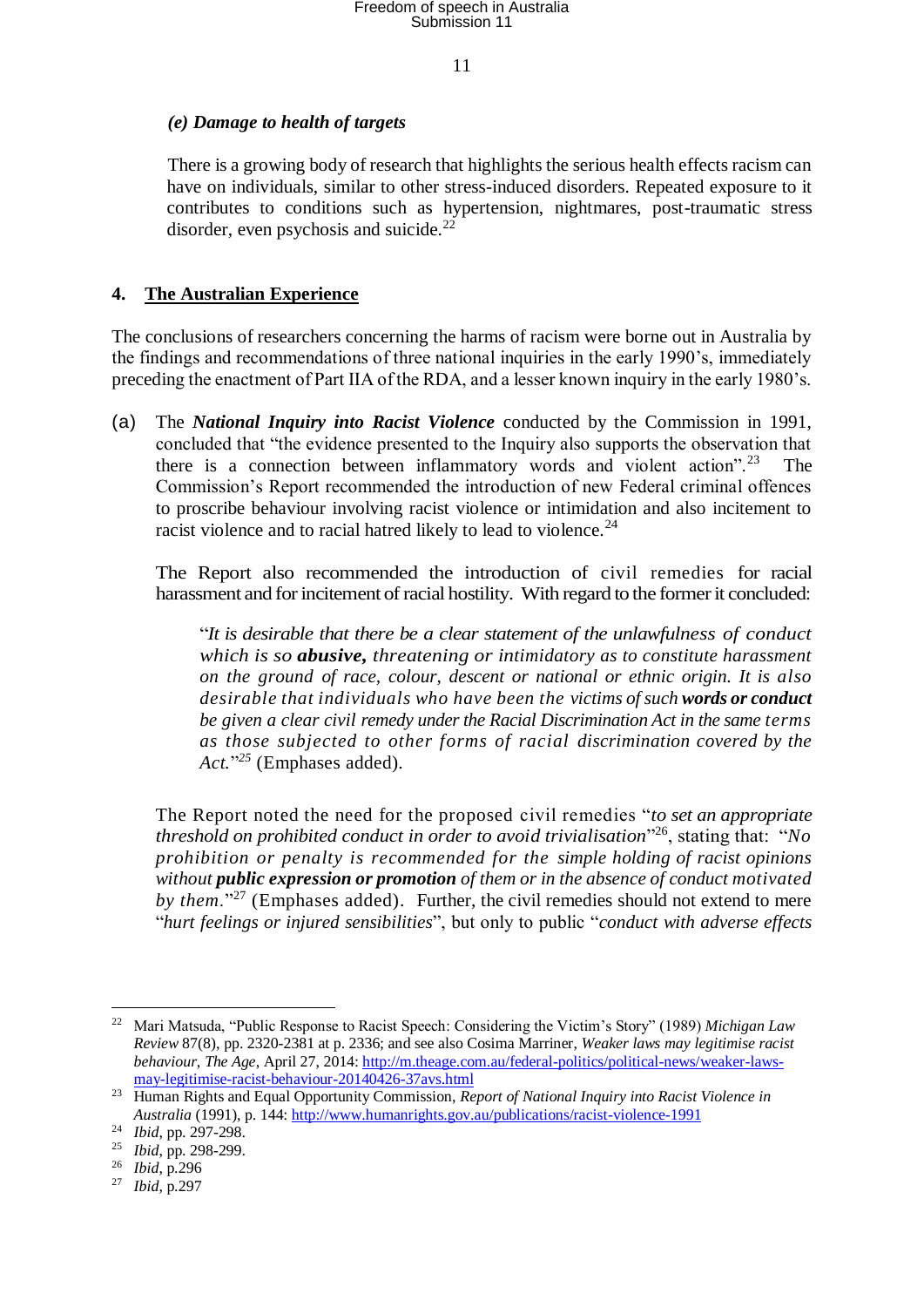*(e) Damage to health of targets*

There is a growing body of research that highlights the serious health effects racism can have on individuals, similar to other stress-induced disorders. Repeated exposure to it contributes to conditions such as hypertension, nightmares, post-traumatic stress disorder, even psychosis and suicide.[22]

## 4. The Australian Experience

The conclusions of researchers concerning the harms of racism were borne out in Australia by the findings and recommendations of three national inquiries in the early 1990's, immediately preceding the enactment of Part IIA of the RDA, and a lesser known inquiry in the early 1980's.

(a) The ***National Inquiry into Racist Violence*** conducted by the Commission in 1991, concluded that "the evidence presented to the Inquiry also supports the observation that there is a connection between inflammatory words and violent action".[23] The Commission's Report recommended the introduction of new Federal criminal offences to proscribe behaviour involving racist violence or intimidation and also incitement to racist violence and to racial hatred likely to lead to violence.[24]

The Report also recommended the introduction of civil remedies for racial harassment and for incitement of racial hostility. With regard to the former it concluded:

> "*It is desirable that there be a clear statement of the unlawfulness of conduct which is so* ***abusive,*** *threatening or intimidatory as to constitute harassment on the ground of race, colour, descent or national or ethnic origin. It is also desirable that individuals who have been the victims of such* ***words or conduct*** *be given a clear civil remedy under the Racial Discrimination Act in the same terms as those subjected to other forms of racial discrimination covered by the Act.*"[25] (Emphases added).

The Report noted the need for the proposed civil remedies "*to set an appropriate threshold on prohibited conduct in order to avoid trivialisation*"[26], stating that: "*No prohibition or penalty is recommended for the simple holding of racist opinions without* ***public expression or promotion*** *of them or in the absence of conduct motivated by them*."[27] (Emphases added). Further, the civil remedies should not extend to mere "*hurt feelings or injured sensibilities*", but only to public "*conduct with adverse effects*

---

[22] Mari Matsuda, "Public Response to Racist Speech: Considering the Victim's Story" (1989) *Michigan Law Review* 87(8), pp. 2320-2381 at p. 2336; and see also Cosima Marriner, *Weaker laws may legitimise racist behaviour*, *The Age*, April 27, 2014: http://m.theage.com.au/federal-politics/political-news/weaker-laws-may-legitimise-racist-behaviour-20140426-37avs.html

[23] Human Rights and Equal Opportunity Commission, *Report of National Inquiry into Racist Violence in Australia* (1991), p. 144: http://www.humanrights.gov.au/publications/racist-violence-1991

[24] *Ibid*, pp. 297-298.

[25] *Ibid*, pp. 298-299.

[26] *Ibid*, p.296

[27] *Ibid*, p.297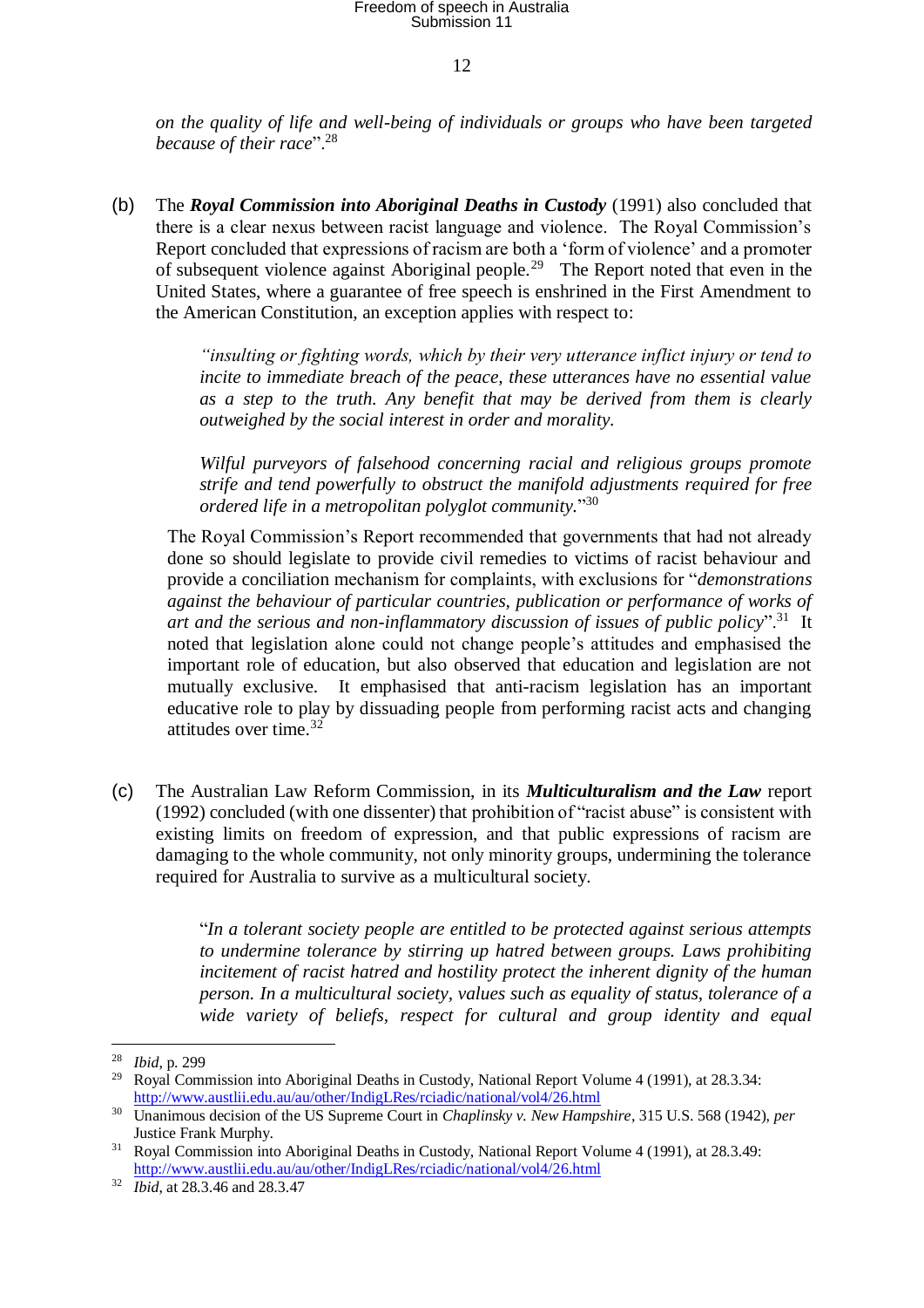*on the quality of life and well-being of individuals or groups who have been targeted because of their race*".[28]

(b) The ***Royal Commission into Aboriginal Deaths in Custody*** (1991) also concluded that there is a clear nexus between racist language and violence. The Royal Commission's Report concluded that expressions of racism are both a 'form of violence' and a promoter of subsequent violence against Aboriginal people.[29] The Report noted that even in the United States, where a guarantee of free speech is enshrined in the First Amendment to the American Constitution, an exception applies with respect to:

> *"insulting or fighting words, which by their very utterance inflict injury or tend to incite to immediate breach of the peace, these utterances have no essential value as a step to the truth. Any benefit that may be derived from them is clearly outweighed by the social interest in order and morality.*
>
> *Wilful purveyors of falsehood concerning racial and religious groups promote strife and tend powerfully to obstruct the manifold adjustments required for free ordered life in a metropolitan polyglot community.*"[30]

The Royal Commission's Report recommended that governments that had not already done so should legislate to provide civil remedies to victims of racist behaviour and provide a conciliation mechanism for complaints, with exclusions for "*demonstrations against the behaviour of particular countries, publication or performance of works of art and the serious and non-inflammatory discussion of issues of public policy*".[31] It noted that legislation alone could not change people's attitudes and emphasised the important role of education, but also observed that education and legislation are not mutually exclusive. It emphasised that anti-racism legislation has an important educative role to play by dissuading people from performing racist acts and changing attitudes over time.[32]

(c) The Australian Law Reform Commission, in its ***Multiculturalism and the Law*** report (1992) concluded (with one dissenter) that prohibition of "racist abuse" is consistent with existing limits on freedom of expression, and that public expressions of racism are damaging to the whole community, not only minority groups, undermining the tolerance required for Australia to survive as a multicultural society.

> "*In a tolerant society people are entitled to be protected against serious attempts to undermine tolerance by stirring up hatred between groups. Laws prohibiting incitement of racist hatred and hostility protect the inherent dignity of the human person. In a multicultural society, values such as equality of status, tolerance of a wide variety of beliefs, respect for cultural and group identity and equal*

---

[28] *Ibid*, p. 299

[29] Royal Commission into Aboriginal Deaths in Custody, National Report Volume 4 (1991), at 28.3.34: http://www.austlii.edu.au/au/other/IndigLRes/rciadic/national/vol4/26.html

[30] Unanimous decision of the US Supreme Court in *Chaplinsky v. New Hampshire*, 315 U.S. 568 (1942), *per* Justice Frank Murphy.

[31] Royal Commission into Aboriginal Deaths in Custody, National Report Volume 4 (1991), at 28.3.49: http://www.austlii.edu.au/au/other/IndigLRes/rciadic/national/vol4/26.html

[32] *Ibid*, at 28.3.46 and 28.3.47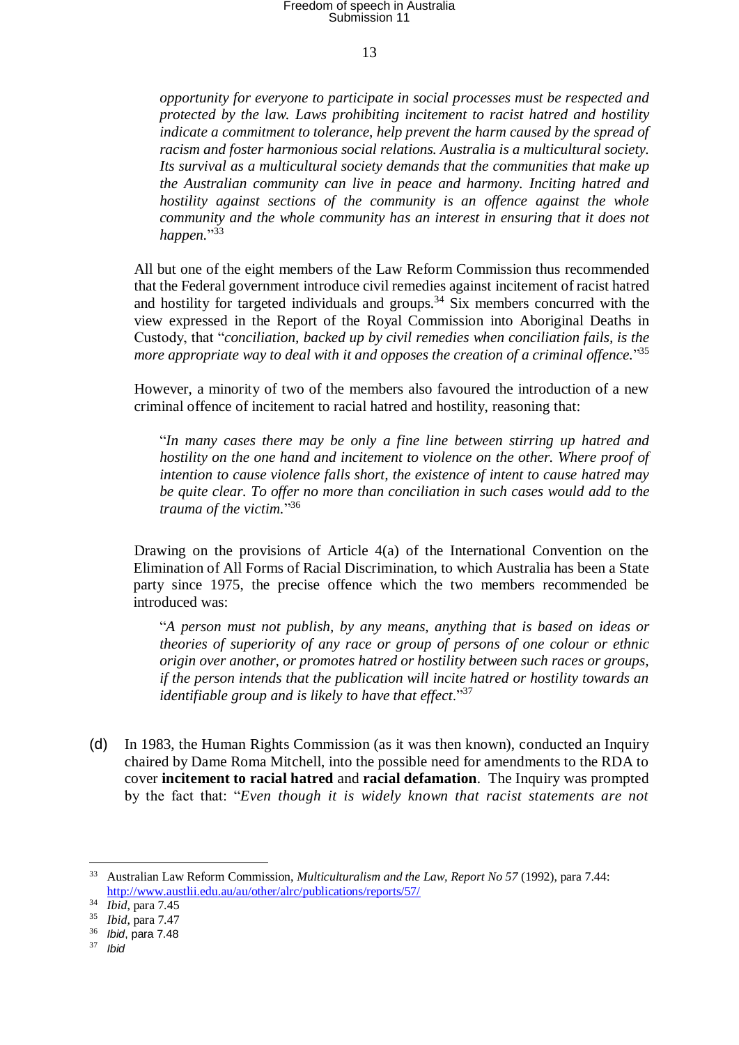> *opportunity for everyone to participate in social processes must be respected and protected by the law. Laws prohibiting incitement to racist hatred and hostility indicate a commitment to tolerance, help prevent the harm caused by the spread of racism and foster harmonious social relations. Australia is a multicultural society. Its survival as a multicultural society demands that the communities that make up the Australian community can live in peace and harmony. Inciting hatred and hostility against sections of the community is an offence against the whole community and the whole community has an interest in ensuring that it does not happen.*"[33]

All but one of the eight members of the Law Reform Commission thus recommended that the Federal government introduce civil remedies against incitement of racist hatred and hostility for targeted individuals and groups.[34] Six members concurred with the view expressed in the Report of the Royal Commission into Aboriginal Deaths in Custody, that "*conciliation, backed up by civil remedies when conciliation fails, is the more appropriate way to deal with it and opposes the creation of a criminal offence.*"[35]

However, a minority of two of the members also favoured the introduction of a new criminal offence of incitement to racial hatred and hostility, reasoning that:

> "*In many cases there may be only a fine line between stirring up hatred and hostility on the one hand and incitement to violence on the other. Where proof of intention to cause violence falls short, the existence of intent to cause hatred may be quite clear. To offer no more than conciliation in such cases would add to the trauma of the victim.*"[36]

Drawing on the provisions of Article 4(a) of the International Convention on the Elimination of All Forms of Racial Discrimination, to which Australia has been a State party since 1975, the precise offence which the two members recommended be introduced was:

> "*A person must not publish, by any means, anything that is based on ideas or theories of superiority of any race or group of persons of one colour or ethnic origin over another, or promotes hatred or hostility between such races or groups, if the person intends that the publication will incite hatred or hostility towards an identifiable group and is likely to have that effect*."[37]

(d) In 1983, the Human Rights Commission (as it was then known), conducted an Inquiry chaired by Dame Roma Mitchell, into the possible need for amendments to the RDA to cover **incitement to racial hatred** and **racial defamation**. The Inquiry was prompted by the fact that: "*Even though it is widely known that racist statements are not*

---

[33] Australian Law Reform Commission, *Multiculturalism and the Law, Report No 57* (1992), para 7.44: http://www.austlii.edu.au/au/other/alrc/publications/reports/57/

[34] *Ibid*, para 7.45

[35] *Ibid*, para 7.47

[36] *Ibid*, para 7.48

[37] *Ibid*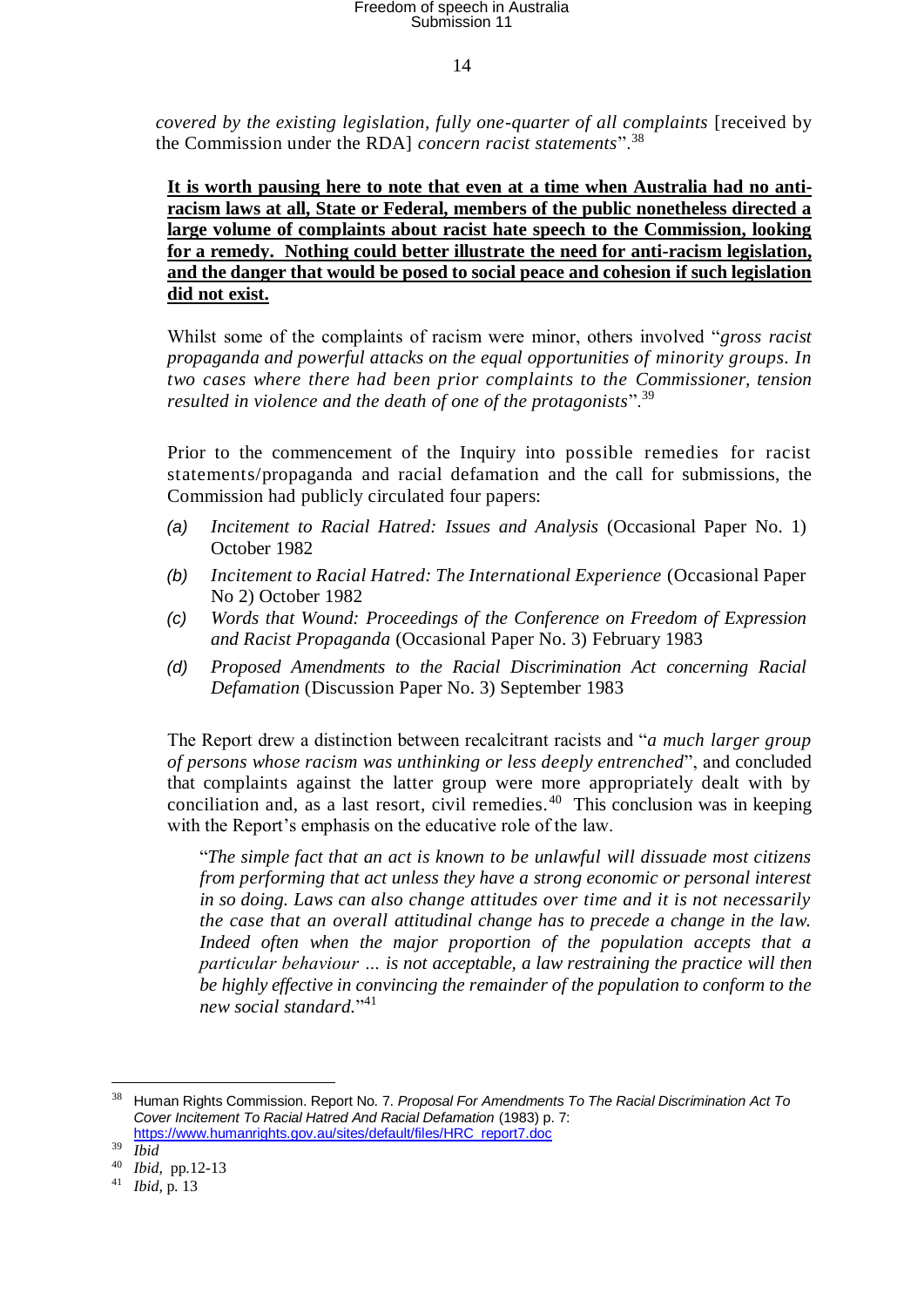*covered by the existing legislation, fully one-quarter of all complaints* [received by the Commission under the RDA] *concern racist statements*".[38]

**<u>It is worth pausing here to note that even at a time when Australia had no anti-racism laws at all, State or Federal, members of the public nonetheless directed a large volume of complaints about racist hate speech to the Commission, looking for a remedy. Nothing could better illustrate the need for anti-racism legislation, and the danger that would be posed to social peace and cohesion if such legislation did not exist.</u>**

Whilst some of the complaints of racism were minor, others involved "*gross racist propaganda and powerful attacks on the equal opportunities of minority groups. In two cases where there had been prior complaints to the Commissioner, tension resulted in violence and the death of one of the protagonists*".[39]

Prior to the commencement of the Inquiry into possible remedies for racist statements/propaganda and racial defamation and the call for submissions, the Commission had publicly circulated four papers:

- *(a)* *Incitement to Racial Hatred: Issues and Analysis* (Occasional Paper No. 1) October 1982
- *(b)* *Incitement to Racial Hatred: The International Experience* (Occasional Paper No 2) October 1982
- *(c)* *Words that Wound: Proceedings of the Conference on Freedom of Expression and Racist Propaganda* (Occasional Paper No. 3) February 1983
- *(d)* *Proposed Amendments to the Racial Discrimination Act concerning Racial Defamation* (Discussion Paper No. 3) September 1983

The Report drew a distinction between recalcitrant racists and "*a much larger group of persons whose racism was unthinking or less deeply entrenched*", and concluded that complaints against the latter group were more appropriately dealt with by conciliation and, as a last resort, civil remedies.[40] This conclusion was in keeping with the Report's emphasis on the educative role of the law.

> "*The simple fact that an act is known to be unlawful will dissuade most citizens from performing that act unless they have a strong economic or personal interest in so doing. Laws can also change attitudes over time and it is not necessarily the case that an overall attitudinal change has to precede a change in the law. Indeed often when the major proportion of the population accepts that a particular behaviour … is not acceptable, a law restraining the practice will then be highly effective in convincing the remainder of the population to conform to the new social standard.*"[41]

---

[38] Human Rights Commission. Report No. 7. *Proposal For Amendments To The Racial Discrimination Act To Cover Incitement To Racial Hatred And Racial Defamation* (1983) p. 7: https://www.humanrights.gov.au/sites/default/files/HRC_report7.doc

[39] *Ibid*

[40] *Ibid*, pp.12-13

[41] *Ibid*, p. 13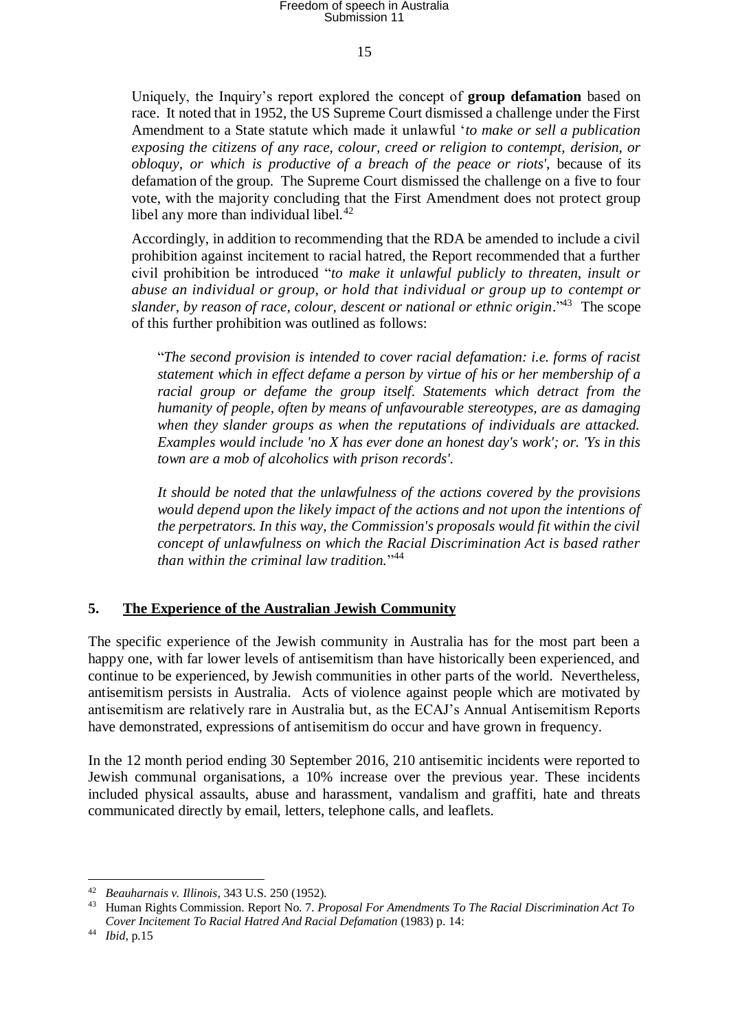Uniquely, the Inquiry's report explored the concept of **group defamation** based on race. It noted that in 1952, the US Supreme Court dismissed a challenge under the First Amendment to a State statute which made it unlawful '*to make or sell a publication exposing the citizens of any race, colour, creed or religion to contempt, derision, or obloquy, or which is productive of a breach of the peace or riots'*, because of its defamation of the group. The Supreme Court dismissed the challenge on a five to four vote, with the majority concluding that the First Amendment does not protect group libel any more than individual libel.[42]

Accordingly, in addition to recommending that the RDA be amended to include a civil prohibition against incitement to racial hatred, the Report recommended that a further civil prohibition be introduced "*to make it unlawful publicly to threaten, insult or abuse an individual or group, or hold that individual or group up to contempt or slander, by reason of race, colour, descent or national or ethnic origin*."[43] The scope of this further prohibition was outlined as follows:

> "*The second provision is intended to cover racial defamation: i.e. forms of racist statement which in effect defame a person by virtue of his or her membership of a racial group or defame the group itself. Statements which detract from the humanity of people, often by means of unfavourable stereotypes, are as damaging when they slander groups as when the reputations of individuals are attacked. Examples would include 'no X has ever done an honest day's work'; or. 'Ys in this town are a mob of alcoholics with prison records'.*
>
> *It should be noted that the unlawfulness of the actions covered by the provisions would depend upon the likely impact of the actions and not upon the intentions of the perpetrators. In this way, the Commission's proposals would fit within the civil concept of unlawfulness on which the Racial Discrimination Act is based rather than within the criminal law tradition.*"[44]

## 5. The Experience of the Australian Jewish Community

The specific experience of the Jewish community in Australia has for the most part been a happy one, with far lower levels of antisemitism than have historically been experienced, and continue to be experienced, by Jewish communities in other parts of the world. Nevertheless, antisemitism persists in Australia. Acts of violence against people which are motivated by antisemitism are relatively rare in Australia but, as the ECAJ's Annual Antisemitism Reports have demonstrated, expressions of antisemitism do occur and have grown in frequency.

In the 12 month period ending 30 September 2016, 210 antisemitic incidents were reported to Jewish communal organisations, a 10% increase over the previous year. These incidents included physical assaults, abuse and harassment, vandalism and graffiti, hate and threats communicated directly by email, letters, telephone calls, and leaflets.

---

[42] *Beauharnais v. Illinois*, 343 U.S. 250 (1952).

[43] Human Rights Commission. Report No. 7. *Proposal For Amendments To The Racial Discrimination Act To Cover Incitement To Racial Hatred And Racial Defamation* (1983) p. 14:

[44] *Ibid*, p.15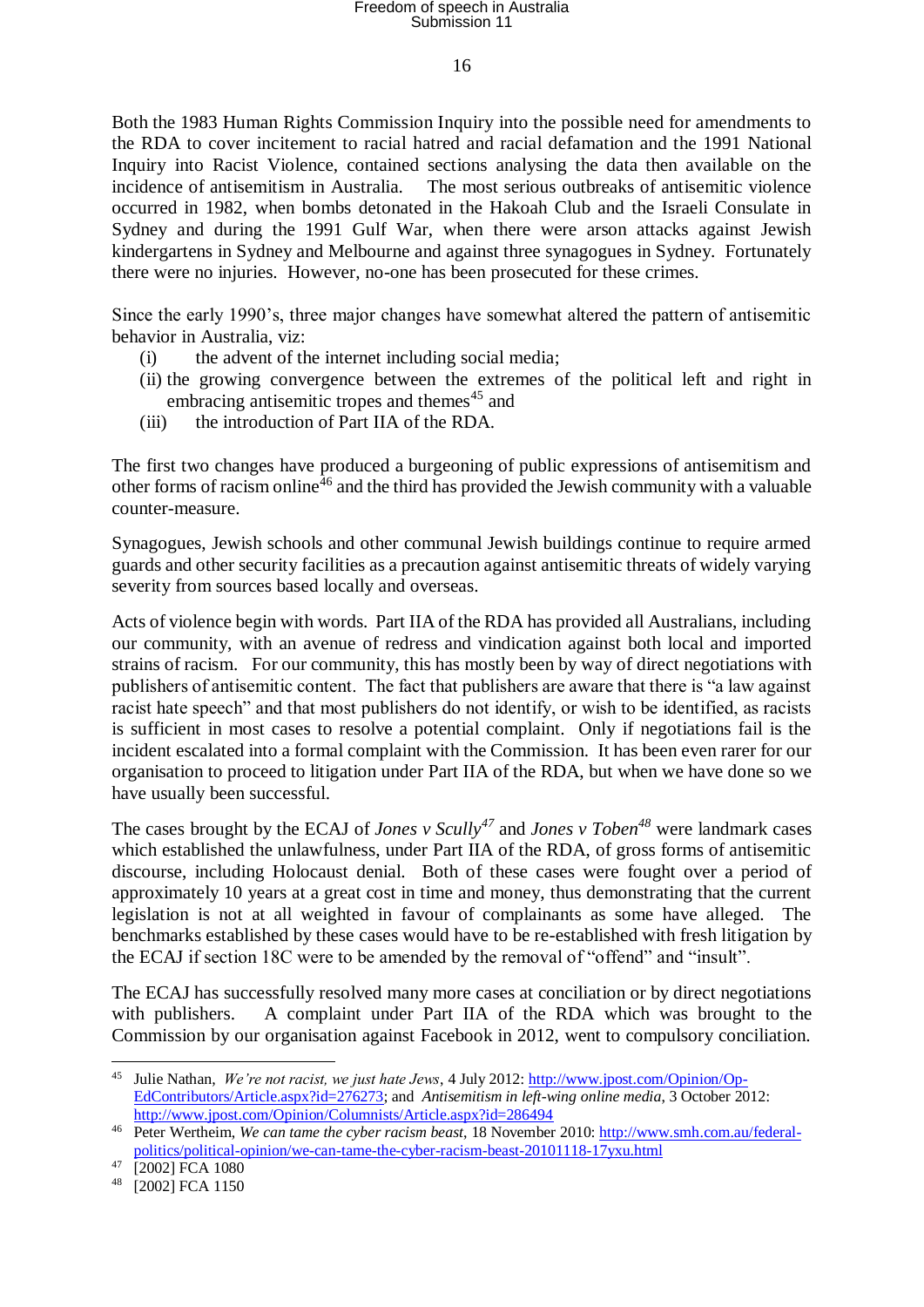Both the 1983 Human Rights Commission Inquiry into the possible need for amendments to the RDA to cover incitement to racial hatred and racial defamation and the 1991 National Inquiry into Racist Violence, contained sections analysing the data then available on the incidence of antisemitism in Australia. The most serious outbreaks of antisemitic violence occurred in 1982, when bombs detonated in the Hakoah Club and the Israeli Consulate in Sydney and during the 1991 Gulf War, when there were arson attacks against Jewish kindergartens in Sydney and Melbourne and against three synagogues in Sydney. Fortunately there were no injuries. However, no-one has been prosecuted for these crimes.

Since the early 1990's, three major changes have somewhat altered the pattern of antisemitic behavior in Australia, viz:

(i) the advent of the internet including social media;

(ii) the growing convergence between the extremes of the political left and right in embracing antisemitic tropes and themes[45] and

(iii) the introduction of Part IIA of the RDA.

The first two changes have produced a burgeoning of public expressions of antisemitism and other forms of racism online[46] and the third has provided the Jewish community with a valuable counter-measure.

Synagogues, Jewish schools and other communal Jewish buildings continue to require armed guards and other security facilities as a precaution against antisemitic threats of widely varying severity from sources based locally and overseas.

Acts of violence begin with words. Part IIA of the RDA has provided all Australians, including our community, with an avenue of redress and vindication against both local and imported strains of racism. For our community, this has mostly been by way of direct negotiations with publishers of antisemitic content. The fact that publishers are aware that there is "a law against racist hate speech" and that most publishers do not identify, or wish to be identified, as racists is sufficient in most cases to resolve a potential complaint. Only if negotiations fail is the incident escalated into a formal complaint with the Commission. It has been even rarer for our organisation to proceed to litigation under Part IIA of the RDA, but when we have done so we have usually been successful.

The cases brought by the ECAJ of *Jones v Scully*[47] and *Jones v Toben*[48] were landmark cases which established the unlawfulness, under Part IIA of the RDA, of gross forms of antisemitic discourse, including Holocaust denial. Both of these cases were fought over a period of approximately 10 years at a great cost in time and money, thus demonstrating that the current legislation is not at all weighted in favour of complainants as some have alleged. The benchmarks established by these cases would have to be re-established with fresh litigation by the ECAJ if section 18C were to be amended by the removal of "offend" and "insult".

The ECAJ has successfully resolved many more cases at conciliation or by direct negotiations with publishers. A complaint under Part IIA of the RDA which was brought to the Commission by our organisation against Facebook in 2012, went to compulsory conciliation.

---

[45] Julie Nathan, *We're not racist, we just hate Jews*, 4 July 2012: http://www.jpost.com/Opinion/Op-EdContributors/Article.aspx?id=276273; and *Antisemitism in left-wing online media*, 3 October 2012: http://www.jpost.com/Opinion/Columnists/Article.aspx?id=286494

[46] Peter Wertheim, *We can tame the cyber racism beast*, 18 November 2010: http://www.smh.com.au/federal-politics/political-opinion/we-can-tame-the-cyber-racism-beast-20101118-17yxu.html

[47] [2002] FCA 1080

[48] [2002] FCA 1150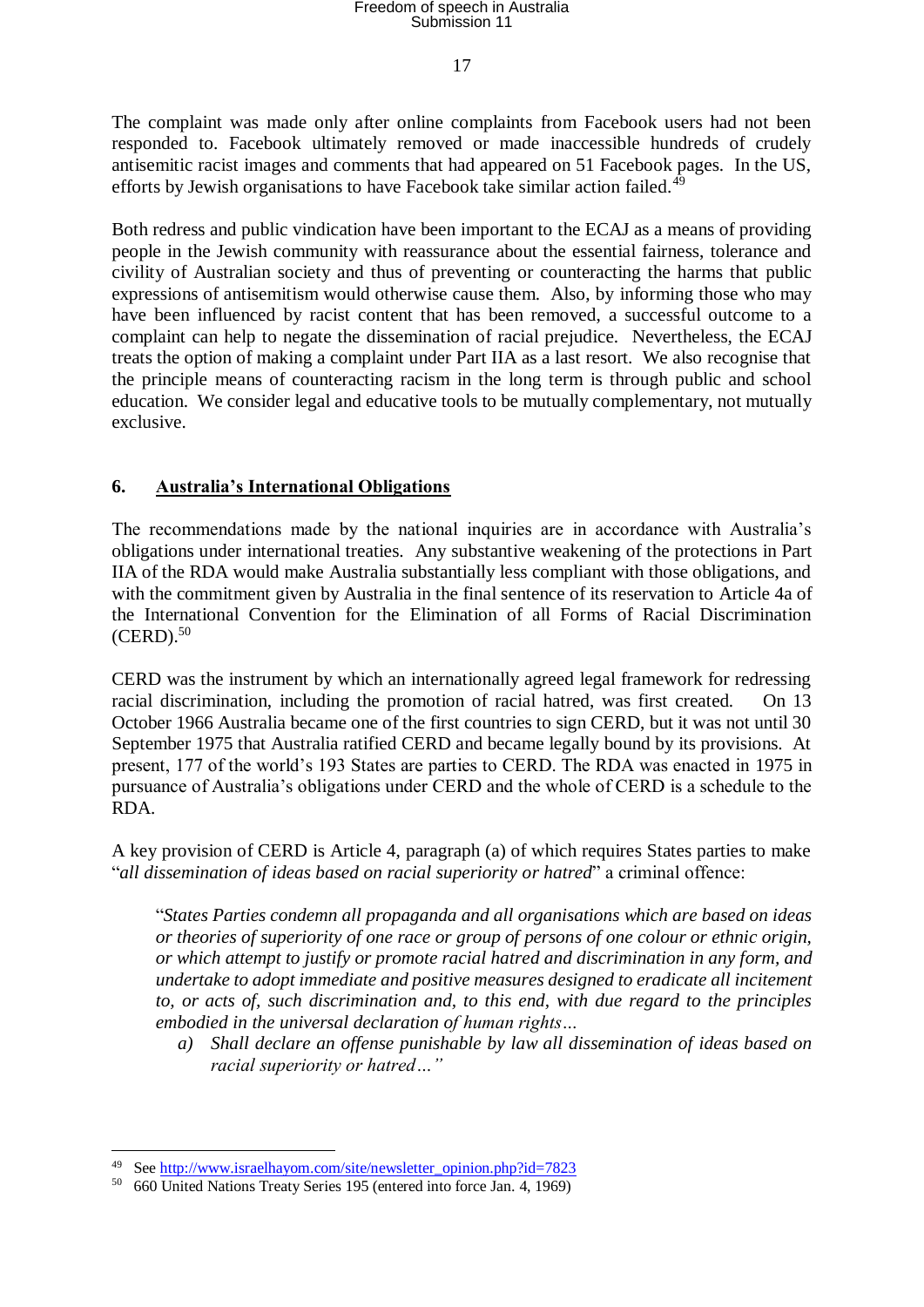The complaint was made only after online complaints from Facebook users had not been responded to. Facebook ultimately removed or made inaccessible hundreds of crudely antisemitic racist images and comments that had appeared on 51 Facebook pages. In the US, efforts by Jewish organisations to have Facebook take similar action failed.[49]

Both redress and public vindication have been important to the ECAJ as a means of providing people in the Jewish community with reassurance about the essential fairness, tolerance and civility of Australian society and thus of preventing or counteracting the harms that public expressions of antisemitism would otherwise cause them. Also, by informing those who may have been influenced by racist content that has been removed, a successful outcome to a complaint can help to negate the dissemination of racial prejudice. Nevertheless, the ECAJ treats the option of making a complaint under Part IIA as a last resort. We also recognise that the principle means of counteracting racism in the long term is through public and school education. We consider legal and educative tools to be mutually complementary, not mutually exclusive.

## 6. Australia's International Obligations

The recommendations made by the national inquiries are in accordance with Australia's obligations under international treaties. Any substantive weakening of the protections in Part IIA of the RDA would make Australia substantially less compliant with those obligations, and with the commitment given by Australia in the final sentence of its reservation to Article 4a of the International Convention for the Elimination of all Forms of Racial Discrimination (CERD).[50]

CERD was the instrument by which an internationally agreed legal framework for redressing racial discrimination, including the promotion of racial hatred, was first created. On 13 October 1966 Australia became one of the first countries to sign CERD, but it was not until 30 September 1975 that Australia ratified CERD and became legally bound by its provisions. At present, 177 of the world's 193 States are parties to CERD. The RDA was enacted in 1975 in pursuance of Australia's obligations under CERD and the whole of CERD is a schedule to the RDA.

A key provision of CERD is Article 4, paragraph (a) of which requires States parties to make "*all dissemination of ideas based on racial superiority or hatred*" a criminal offence:

> "*States Parties condemn all propaganda and all organisations which are based on ideas or theories of superiority of one race or group of persons of one colour or ethnic origin, or which attempt to justify or promote racial hatred and discrimination in any form, and undertake to adopt immediate and positive measures designed to eradicate all incitement to, or acts of, such discrimination and, to this end, with due regard to the principles embodied in the universal declaration of human rights…*
>
> *a) Shall declare an offense punishable by law all dissemination of ideas based on racial superiority or hatred…"*

---

[49] See http://www.israelhayom.com/site/newsletter_opinion.php?id=7823

[50] 660 United Nations Treaty Series 195 (entered into force Jan. 4, 1969)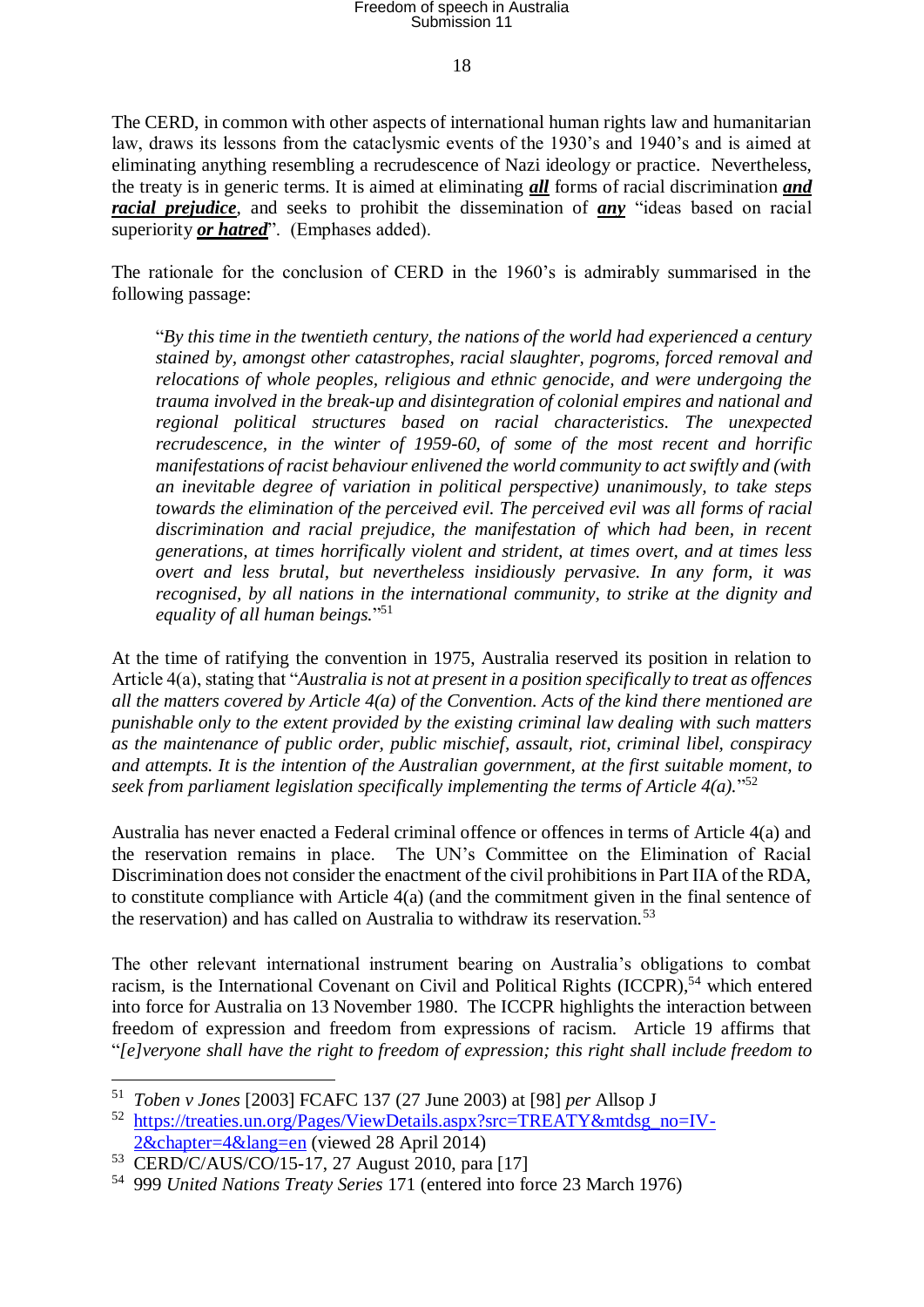The CERD, in common with other aspects of international human rights law and humanitarian law, draws its lessons from the cataclysmic events of the 1930's and 1940's and is aimed at eliminating anything resembling a recrudescence of Nazi ideology or practice. Nevertheless, the treaty is in generic terms. It is aimed at eliminating ***all*** forms of racial discrimination ***and racial prejudice***, and seeks to prohibit the dissemination of ***any*** "ideas based on racial superiority ***or hatred***". (Emphases added).

The rationale for the conclusion of CERD in the 1960's is admirably summarised in the following passage:

> "*By this time in the twentieth century, the nations of the world had experienced a century stained by, amongst other catastrophes, racial slaughter, pogroms, forced removal and relocations of whole peoples, religious and ethnic genocide, and were undergoing the trauma involved in the break-up and disintegration of colonial empires and national and regional political structures based on racial characteristics. The unexpected recrudescence, in the winter of 1959-60, of some of the most recent and horrific manifestations of racist behaviour enlivened the world community to act swiftly and (with an inevitable degree of variation in political perspective) unanimously, to take steps towards the elimination of the perceived evil. The perceived evil was all forms of racial discrimination and racial prejudice, the manifestation of which had been, in recent generations, at times horrifically violent and strident, at times overt, and at times less overt and less brutal, but nevertheless insidiously pervasive. In any form, it was recognised, by all nations in the international community, to strike at the dignity and equality of all human beings.*"[51]

At the time of ratifying the convention in 1975, Australia reserved its position in relation to Article 4(a), stating that "*Australia is not at present in a position specifically to treat as offences all the matters covered by Article 4(a) of the Convention. Acts of the kind there mentioned are punishable only to the extent provided by the existing criminal law dealing with such matters as the maintenance of public order, public mischief, assault, riot, criminal libel, conspiracy and attempts. It is the intention of the Australian government, at the first suitable moment, to seek from parliament legislation specifically implementing the terms of Article 4(a).*"[52]

Australia has never enacted a Federal criminal offence or offences in terms of Article 4(a) and the reservation remains in place. The UN's Committee on the Elimination of Racial Discrimination does not consider the enactment of the civil prohibitions in Part IIA of the RDA, to constitute compliance with Article 4(a) (and the commitment given in the final sentence of the reservation) and has called on Australia to withdraw its reservation.[53]

The other relevant international instrument bearing on Australia's obligations to combat racism, is the International Covenant on Civil and Political Rights (ICCPR),[54] which entered into force for Australia on 13 November 1980. The ICCPR highlights the interaction between freedom of expression and freedom from expressions of racism. Article 19 affirms that "*[e]veryone shall have the right to freedom of expression; this right shall include freedom to*

---

[51] *Toben v Jones* [2003] FCAFC 137 (27 June 2003) at [98] *per* Allsop J

[52] https://treaties.un.org/Pages/ViewDetails.aspx?src=TREATY&mtdsg_no=IV-2&chapter=4&lang=en (viewed 28 April 2014)

[53] CERD/C/AUS/CO/15-17, 27 August 2010, para [17]

[54] 999 *United Nations Treaty Series* 171 (entered into force 23 March 1976)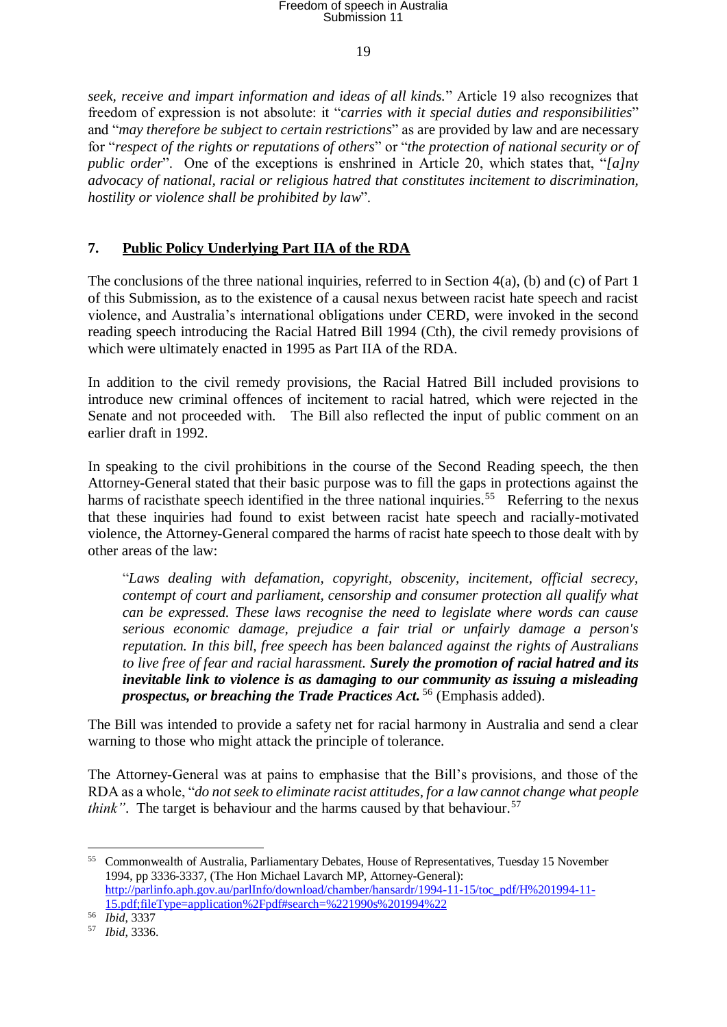*seek, receive and impart information and ideas of all kinds.*" Article 19 also recognizes that freedom of expression is not absolute: it "*carries with it special duties and responsibilities*" and "*may therefore be subject to certain restrictions*" as are provided by law and are necessary for "*respect of the rights or reputations of others*" or "*the protection of national security or of public order*". One of the exceptions is enshrined in Article 20, which states that, "*[a]ny advocacy of national, racial or religious hatred that constitutes incitement to discrimination, hostility or violence shall be prohibited by law*".

## 7. Public Policy Underlying Part IIA of the RDA

The conclusions of the three national inquiries, referred to in Section 4(a), (b) and (c) of Part 1 of this Submission, as to the existence of a causal nexus between racist hate speech and racist violence, and Australia's international obligations under CERD, were invoked in the second reading speech introducing the Racial Hatred Bill 1994 (Cth), the civil remedy provisions of which were ultimately enacted in 1995 as Part IIA of the RDA.

In addition to the civil remedy provisions, the Racial Hatred Bill included provisions to introduce new criminal offences of incitement to racial hatred, which were rejected in the Senate and not proceeded with. The Bill also reflected the input of public comment on an earlier draft in 1992.

In speaking to the civil prohibitions in the course of the Second Reading speech, the then Attorney-General stated that their basic purpose was to fill the gaps in protections against the harms of racisthate speech identified in the three national inquiries.[55] Referring to the nexus that these inquiries had found to exist between racist hate speech and racially-motivated violence, the Attorney-General compared the harms of racist hate speech to those dealt with by other areas of the law:

> "*Laws dealing with defamation, copyright, obscenity, incitement, official secrecy, contempt of court and parliament, censorship and consumer protection all qualify what can be expressed. These laws recognise the need to legislate where words can cause serious economic damage, prejudice a fair trial or unfairly damage a person's reputation. In this bill, free speech has been balanced against the rights of Australians to live free of fear and racial harassment.* ***Surely the promotion of racial hatred and its inevitable link to violence is as damaging to our community as issuing a misleading prospectus, or breaching the Trade Practices Act.***[56] (Emphasis added).

The Bill was intended to provide a safety net for racial harmony in Australia and send a clear warning to those who might attack the principle of tolerance.

The Attorney-General was at pains to emphasise that the Bill's provisions, and those of the RDA as a whole, "*do not seek to eliminate racist attitudes, for a law cannot change what people think*". The target is behaviour and the harms caused by that behaviour.[57]

---

[55] Commonwealth of Australia, Parliamentary Debates, House of Representatives, Tuesday 15 November 1994, pp 3336-3337, (The Hon Michael Lavarch MP, Attorney-General): http://parlinfo.aph.gov.au/parlInfo/download/chamber/hansardr/1994-11-15/toc_pdf/H%201994-11-15.pdf;fileType=application%2Fpdf#search=%221990s%201994%22

[56] *Ibid*, 3337

[57] *Ibid*, 3336.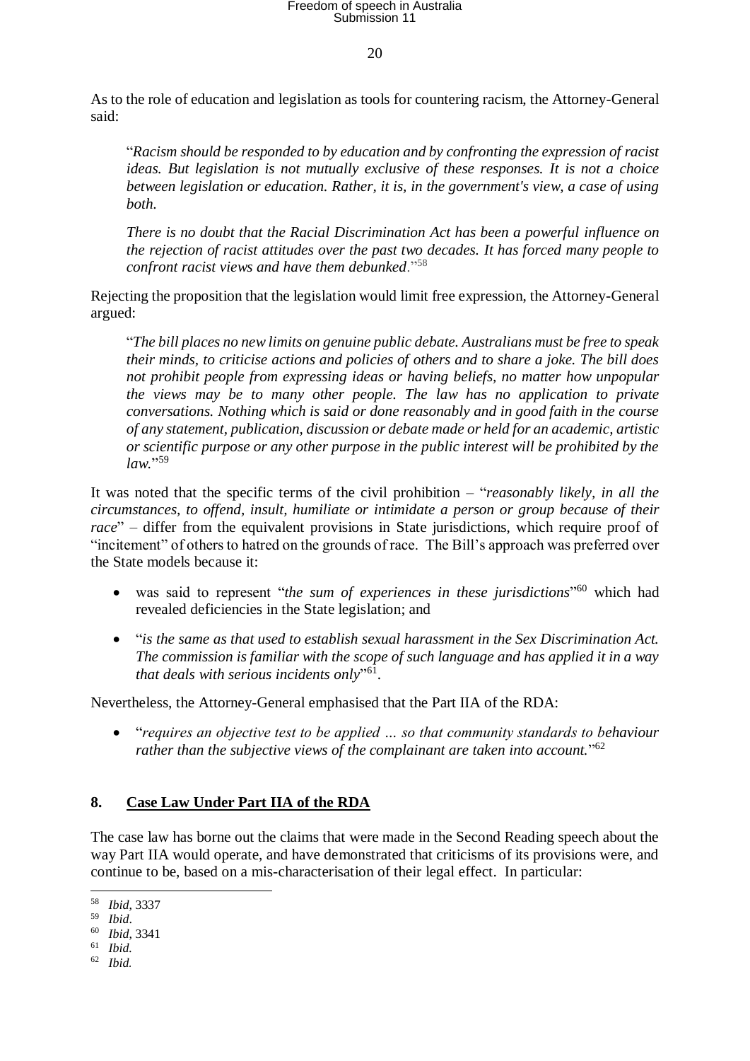As to the role of education and legislation as tools for countering racism, the Attorney-General said:

> "*Racism should be responded to by education and by confronting the expression of racist ideas. But legislation is not mutually exclusive of these responses. It is not a choice between legislation or education. Rather, it is, in the government's view, a case of using both.*
>
> *There is no doubt that the Racial Discrimination Act has been a powerful influence on the rejection of racist attitudes over the past two decades. It has forced many people to confront racist views and have them debunked*."[58]

Rejecting the proposition that the legislation would limit free expression, the Attorney-General argued:

> "*The bill places no new limits on genuine public debate. Australians must be free to speak their minds, to criticise actions and policies of others and to share a joke. The bill does not prohibit people from expressing ideas or having beliefs, no matter how unpopular the views may be to many other people. The law has no application to private conversations. Nothing which is said or done reasonably and in good faith in the course of any statement, publication, discussion or debate made or held for an academic, artistic or scientific purpose or any other purpose in the public interest will be prohibited by the law.*"[59]

It was noted that the specific terms of the civil prohibition – "*reasonably likely, in all the circumstances, to offend, insult, humiliate or intimidate a person or group because of their race*" – differ from the equivalent provisions in State jurisdictions, which require proof of "incitement" of others to hatred on the grounds of race. The Bill's approach was preferred over the State models because it:

- was said to represent "*the sum of experiences in these jurisdictions*"[60] which had revealed deficiencies in the State legislation; and
- "*is the same as that used to establish sexual harassment in the Sex Discrimination Act. The commission is familiar with the scope of such language and has applied it in a way that deals with serious incidents only*"[61].

Nevertheless, the Attorney-General emphasised that the Part IIA of the RDA:

- "*requires an objective test to be applied … so that community standards to behaviour rather than the subjective views of the complainant are taken into account.*"[62]

## 8. Case Law Under Part IIA of the RDA

The case law has borne out the claims that were made in the Second Reading speech about the way Part IIA would operate, and have demonstrated that criticisms of its provisions were, and continue to be, based on a mis-characterisation of their legal effect. In particular:

---

[58] *Ibid*, 3337

[59] *Ibid*.

[60] *Ibid*, 3341

[61] *Ibid.*

[62] *Ibid.*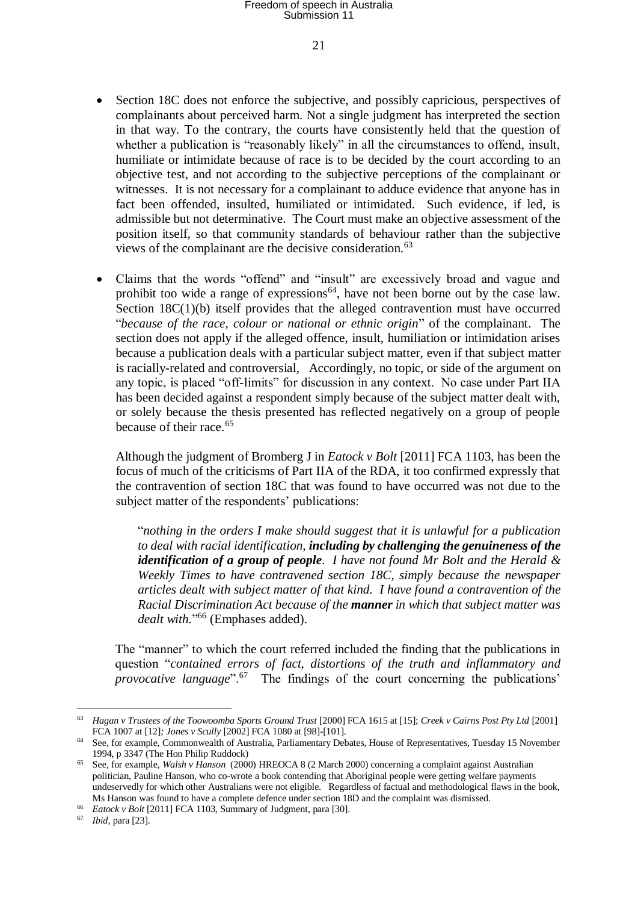- Section 18C does not enforce the subjective, and possibly capricious, perspectives of complainants about perceived harm. Not a single judgment has interpreted the section in that way. To the contrary, the courts have consistently held that the question of whether a publication is "reasonably likely" in all the circumstances to offend, insult, humiliate or intimidate because of race is to be decided by the court according to an objective test, and not according to the subjective perceptions of the complainant or witnesses. It is not necessary for a complainant to adduce evidence that anyone has in fact been offended, insulted, humiliated or intimidated. Such evidence, if led, is admissible but not determinative. The Court must make an objective assessment of the position itself, so that community standards of behaviour rather than the subjective views of the complainant are the decisive consideration.[63]

- Claims that the words "offend" and "insult" are excessively broad and vague and prohibit too wide a range of expressions[64], have not been borne out by the case law. Section 18C(1)(b) itself provides that the alleged contravention must have occurred "*because of the race, colour or national or ethnic origin*" of the complainant. The section does not apply if the alleged offence, insult, humiliation or intimidation arises because a publication deals with a particular subject matter, even if that subject matter is racially-related and controversial, Accordingly, no topic, or side of the argument on any topic, is placed "off-limits" for discussion in any context. No case under Part IIA has been decided against a respondent simply because of the subject matter dealt with, or solely because the thesis presented has reflected negatively on a group of people because of their race.[65]

  Although the judgment of Bromberg J in *Eatock v Bolt* [2011] FCA 1103, has been the focus of much of the criticisms of Part IIA of the RDA, it too confirmed expressly that the contravention of section 18C that was found to have occurred was not due to the subject matter of the respondents' publications:

  > "*nothing in the orders I make should suggest that it is unlawful for a publication to deal with racial identification, **including by challenging the genuineness of the identification of a group of people**. I have not found Mr Bolt and the Herald & Weekly Times to have contravened section 18C, simply because the newspaper articles dealt with subject matter of that kind. I have found a contravention of the Racial Discrimination Act because of the **manner** in which that subject matter was dealt with.*"[66] (Emphases added).

  The "manner" to which the court referred included the finding that the publications in question "*contained errors of fact, distortions of the truth and inflammatory and provocative language*".[67] The findings of the court concerning the publications'

---

[63] *Hagan v Trustees of the Toowoomba Sports Ground Trust* [2000] FCA 1615 at [15]; *Creek v Cairns Post Pty Ltd* [2001] FCA 1007 at [12]; *Jones v Scully* [2002] FCA 1080 at [98]-[101].

[64] See, for example, Commonwealth of Australia, Parliamentary Debates, House of Representatives, Tuesday 15 November 1994, p 3347 (The Hon Philip Ruddock)

[65] See, for example, *Walsh v Hanson* (2000) HREOCA 8 (2 March 2000) concerning a complaint against Australian politician, Pauline Hanson, who co-wrote a book contending that Aboriginal people were getting welfare payments undeservedly for which other Australians were not eligible. Regardless of factual and methodological flaws in the book, Ms Hanson was found to have a complete defence under section 18D and the complaint was dismissed.

[66] *Eatock v Bolt* [2011] FCA 1103, Summary of Judgment, para [30].

[67] *Ibid*, para [23].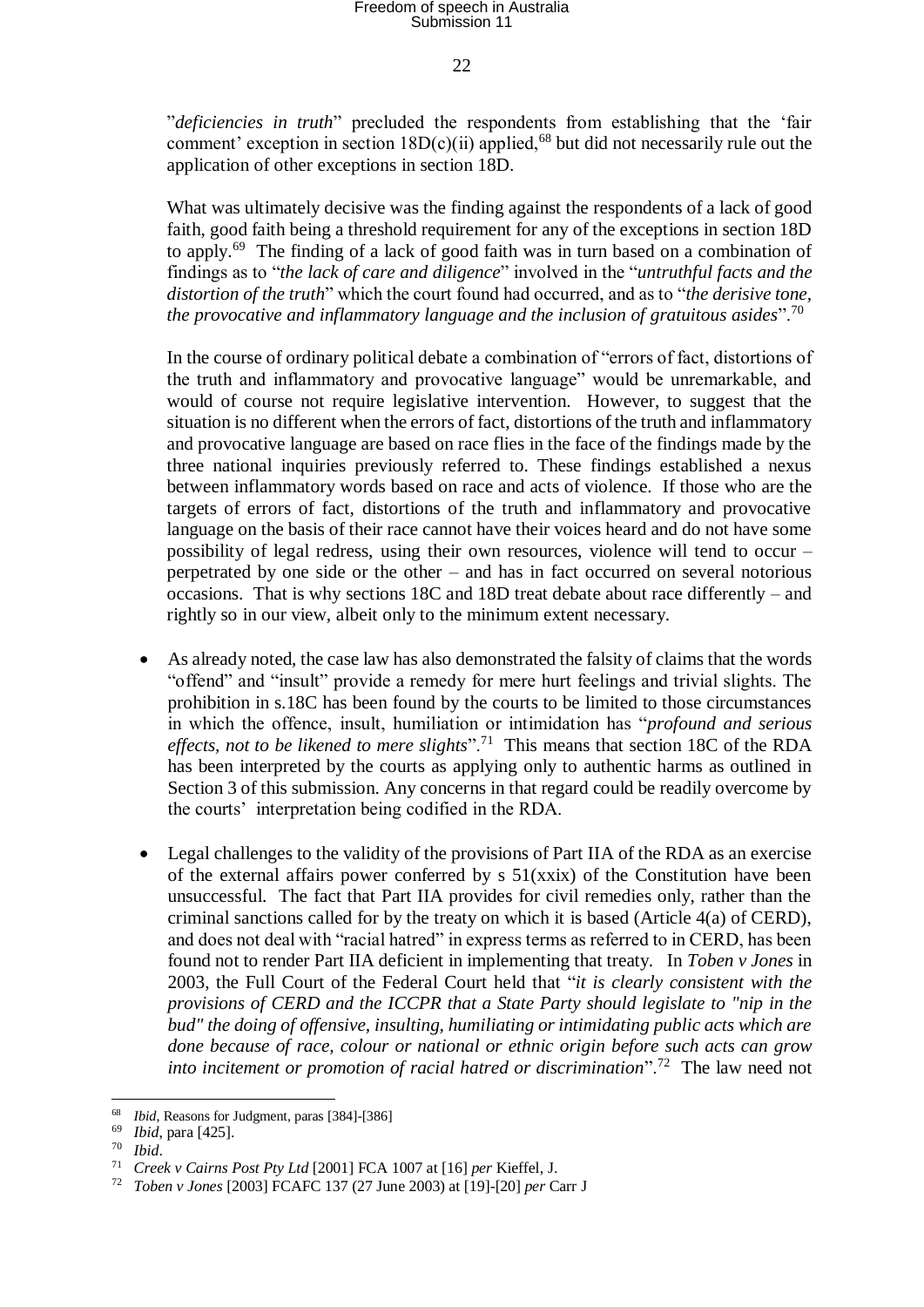"*deficiencies in truth*" precluded the respondents from establishing that the 'fair comment' exception in section 18D(c)(ii) applied,[68] but did not necessarily rule out the application of other exceptions in section 18D.

What was ultimately decisive was the finding against the respondents of a lack of good faith, good faith being a threshold requirement for any of the exceptions in section 18D to apply.[69] The finding of a lack of good faith was in turn based on a combination of findings as to "*the lack of care and diligence*" involved in the "*untruthful facts and the distortion of the truth*" which the court found had occurred, and as to "*the derisive tone, the provocative and inflammatory language and the inclusion of gratuitous asides*".[70]

In the course of ordinary political debate a combination of "errors of fact, distortions of the truth and inflammatory and provocative language" would be unremarkable, and would of course not require legislative intervention. However, to suggest that the situation is no different when the errors of fact, distortions of the truth and inflammatory and provocative language are based on race flies in the face of the findings made by the three national inquiries previously referred to. These findings established a nexus between inflammatory words based on race and acts of violence. If those who are the targets of errors of fact, distortions of the truth and inflammatory and provocative language on the basis of their race cannot have their voices heard and do not have some possibility of legal redress, using their own resources, violence will tend to occur – perpetrated by one side or the other – and has in fact occurred on several notorious occasions. That is why sections 18C and 18D treat debate about race differently – and rightly so in our view, albeit only to the minimum extent necessary.

- As already noted, the case law has also demonstrated the falsity of claims that the words "offend" and "insult" provide a remedy for mere hurt feelings and trivial slights. The prohibition in s.18C has been found by the courts to be limited to those circumstances in which the offence, insult, humiliation or intimidation has "*profound and serious effects, not to be likened to mere slights*".[71] This means that section 18C of the RDA has been interpreted by the courts as applying only to authentic harms as outlined in Section 3 of this submission. Any concerns in that regard could be readily overcome by the courts' interpretation being codified in the RDA.

- Legal challenges to the validity of the provisions of Part IIA of the RDA as an exercise of the external affairs power conferred by s 51(xxix) of the Constitution have been unsuccessful. The fact that Part IIA provides for civil remedies only, rather than the criminal sanctions called for by the treaty on which it is based (Article 4(a) of CERD), and does not deal with "racial hatred" in express terms as referred to in CERD, has been found not to render Part IIA deficient in implementing that treaty. In *Toben v Jones* in 2003, the Full Court of the Federal Court held that "*it is clearly consistent with the provisions of CERD and the ICCPR that a State Party should legislate to "nip in the bud" the doing of offensive, insulting, humiliating or intimidating public acts which are done because of race, colour or national or ethnic origin before such acts can grow into incitement or promotion of racial hatred or discrimination*".[72] The law need not

---

[68] *Ibid*, Reasons for Judgment, paras [384]-[386]

[69] *Ibid*, para [425].

[70] *Ibid*.

[71] *Creek v Cairns Post Pty Ltd* [2001] FCA 1007 at [16] *per* Kieffel, J.

[72] *Toben v Jones* [2003] FCAFC 137 (27 June 2003) at [19]-[20] *per* Carr J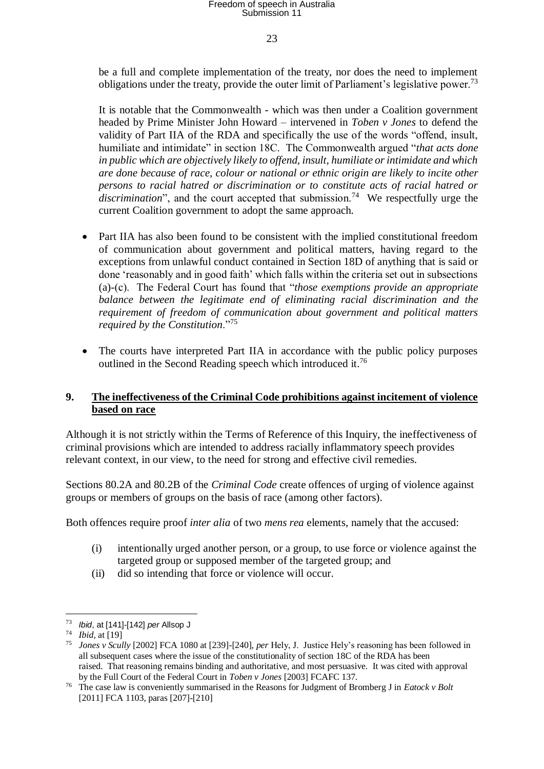be a full and complete implementation of the treaty, nor does the need to implement obligations under the treaty, provide the outer limit of Parliament's legislative power.[73]

It is notable that the Commonwealth - which was then under a Coalition government headed by Prime Minister John Howard – intervened in *Toben v Jones* to defend the validity of Part IIA of the RDA and specifically the use of the words "offend, insult, humiliate and intimidate" in section 18C. The Commonwealth argued "*that acts done in public which are objectively likely to offend, insult, humiliate or intimidate and which are done because of race, colour or national or ethnic origin are likely to incite other persons to racial hatred or discrimination or to constitute acts of racial hatred or discrimination*", and the court accepted that submission.[74] We respectfully urge the current Coalition government to adopt the same approach.

- Part IIA has also been found to be consistent with the implied constitutional freedom of communication about government and political matters, having regard to the exceptions from unlawful conduct contained in Section 18D of anything that is said or done 'reasonably and in good faith' which falls within the criteria set out in subsections (a)-(c). The Federal Court has found that "*those exemptions provide an appropriate balance between the legitimate end of eliminating racial discrimination and the requirement of freedom of communication about government and political matters required by the Constitution*."[75]

- The courts have interpreted Part IIA in accordance with the public policy purposes outlined in the Second Reading speech which introduced it.[76]

## 9. <u>The ineffectiveness of the Criminal Code prohibitions against incitement of violence based on race</u>

Although it is not strictly within the Terms of Reference of this Inquiry, the ineffectiveness of criminal provisions which are intended to address racially inflammatory speech provides relevant context, in our view, to the need for strong and effective civil remedies.

Sections 80.2A and 80.2B of the *Criminal Code* create offences of urging of violence against groups or members of groups on the basis of race (among other factors).

Both offences require proof *inter alia* of two *mens rea* elements, namely that the accused:

(i) intentionally urged another person, or a group, to use force or violence against the targeted group or supposed member of the targeted group; and

(ii) did so intending that force or violence will occur.

---

[73] *Ibid*, at [141]-[142] *per* Allsop J

[74] *Ibid*, at [19]

[75] *Jones v Scully* [2002] FCA 1080 at [239]-[240], *per* Hely, J. Justice Hely's reasoning has been followed in all subsequent cases where the issue of the constitutionality of section 18C of the RDA has been raised. That reasoning remains binding and authoritative, and most persuasive. It was cited with approval by the Full Court of the Federal Court in *Toben v Jones* [2003] FCAFC 137.

[76] The case law is conveniently summarised in the Reasons for Judgment of Bromberg J in *Eatock v Bolt* [2011] FCA 1103, paras [207]-[210]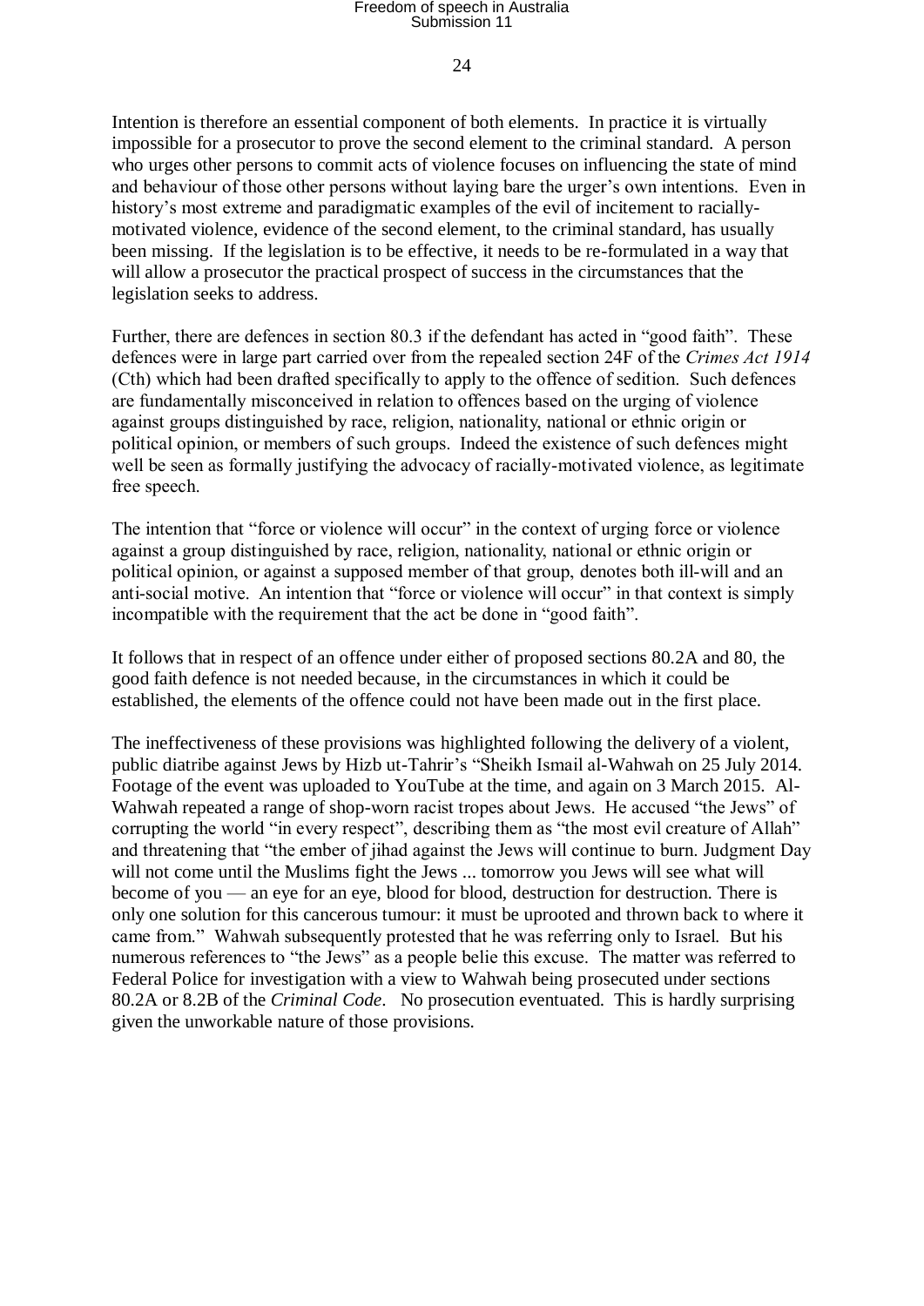Intention is therefore an essential component of both elements. In practice it is virtually impossible for a prosecutor to prove the second element to the criminal standard. A person who urges other persons to commit acts of violence focuses on influencing the state of mind and behaviour of those other persons without laying bare the urger's own intentions. Even in history's most extreme and paradigmatic examples of the evil of incitement to racially-motivated violence, evidence of the second element, to the criminal standard, has usually been missing. If the legislation is to be effective, it needs to be re-formulated in a way that will allow a prosecutor the practical prospect of success in the circumstances that the legislation seeks to address.

Further, there are defences in section 80.3 if the defendant has acted in "good faith". These defences were in large part carried over from the repealed section 24F of the *Crimes Act 1914* (Cth) which had been drafted specifically to apply to the offence of sedition. Such defences are fundamentally misconceived in relation to offences based on the urging of violence against groups distinguished by race, religion, nationality, national or ethnic origin or political opinion, or members of such groups. Indeed the existence of such defences might well be seen as formally justifying the advocacy of racially-motivated violence, as legitimate free speech.

The intention that "force or violence will occur" in the context of urging force or violence against a group distinguished by race, religion, nationality, national or ethnic origin or political opinion, or against a supposed member of that group, denotes both ill-will and an anti-social motive. An intention that "force or violence will occur" in that context is simply incompatible with the requirement that the act be done in "good faith".

It follows that in respect of an offence under either of proposed sections 80.2A and 80, the good faith defence is not needed because, in the circumstances in which it could be established, the elements of the offence could not have been made out in the first place.

The ineffectiveness of these provisions was highlighted following the delivery of a violent, public diatribe against Jews by Hizb ut-Tahrir's "Sheikh Ismail al-Wahwah on 25 July 2014. Footage of the event was uploaded to YouTube at the time, and again on 3 March 2015. Al-Wahwah repeated a range of shop-worn racist tropes about Jews. He accused "the Jews" of corrupting the world "in every respect", describing them as "the most evil creature of Allah" and threatening that "the ember of jihad against the Jews will continue to burn. Judgment Day will not come until the Muslims fight the Jews ... tomorrow you Jews will see what will become of you — an eye for an eye, blood for blood, destruction for destruction. There is only one solution for this cancerous tumour: it must be uprooted and thrown back to where it came from." Wahwah subsequently protested that he was referring only to Israel. But his numerous references to "the Jews" as a people belie this excuse. The matter was referred to Federal Police for investigation with a view to Wahwah being prosecuted under sections 80.2A or 8.2B of the *Criminal Code*. No prosecution eventuated. This is hardly surprising given the unworkable nature of those provisions.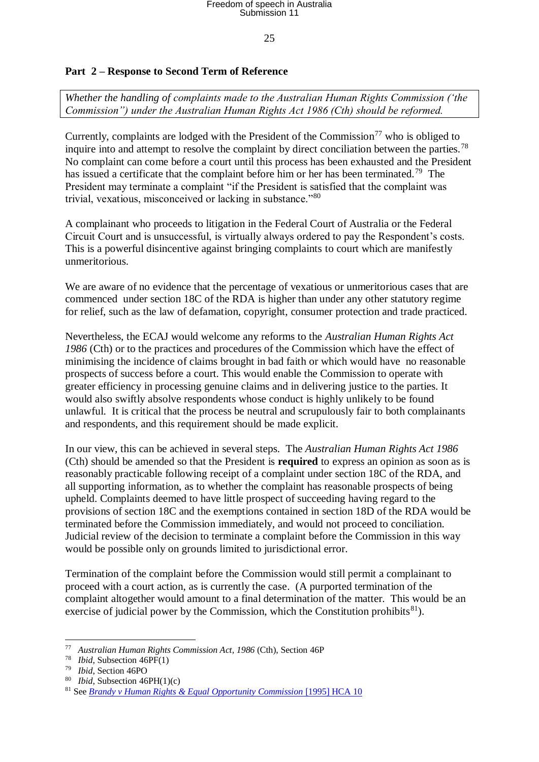## Part 2 – Response to Second Term of Reference

*Whether the handling of complaints made to the Australian Human Rights Commission ('the Commission") under the Australian Human Rights Act 1986 (Cth) should be reformed.*

Currently, complaints are lodged with the President of the Commission[77] who is obliged to inquire into and attempt to resolve the complaint by direct conciliation between the parties.[78] No complaint can come before a court until this process has been exhausted and the President has issued a certificate that the complaint before him or her has been terminated.[79] The President may terminate a complaint "if the President is satisfied that the complaint was trivial, vexatious, misconceived or lacking in substance."[80]

A complainant who proceeds to litigation in the Federal Court of Australia or the Federal Circuit Court and is unsuccessful, is virtually always ordered to pay the Respondent's costs. This is a powerful disincentive against bringing complaints to court which are manifestly unmeritorious.

We are aware of no evidence that the percentage of vexatious or unmeritorious cases that are commenced under section 18C of the RDA is higher than under any other statutory regime for relief, such as the law of defamation, copyright, consumer protection and trade practiced.

Nevertheless, the ECAJ would welcome any reforms to the *Australian Human Rights Act 1986* (Cth) or to the practices and procedures of the Commission which have the effect of minimising the incidence of claims brought in bad faith or which would have no reasonable prospects of success before a court. This would enable the Commission to operate with greater efficiency in processing genuine claims and in delivering justice to the parties. It would also swiftly absolve respondents whose conduct is highly unlikely to be found unlawful. It is critical that the process be neutral and scrupulously fair to both complainants and respondents, and this requirement should be made explicit.

In our view, this can be achieved in several steps. The *Australian Human Rights Act 1986* (Cth) should be amended so that the President is **required** to express an opinion as soon as is reasonably practicable following receipt of a complaint under section 18C of the RDA, and all supporting information, as to whether the complaint has reasonable prospects of being upheld. Complaints deemed to have little prospect of succeeding having regard to the provisions of section 18C and the exemptions contained in section 18D of the RDA would be terminated before the Commission immediately, and would not proceed to conciliation. Judicial review of the decision to terminate a complaint before the Commission in this way would be possible only on grounds limited to jurisdictional error.

Termination of the complaint before the Commission would still permit a complainant to proceed with a court action, as is currently the case. (A purported termination of the complaint altogether would amount to a final determination of the matter. This would be an exercise of judicial power by the Commission, which the Constitution prohibits[81]).

---

[77] *Australian Human Rights Commission Act, 1986* (Cth), Section 46P

[78] *Ibid*, Subsection 46PF(1)

[79] *Ibid*, Section 46PO

[80] *Ibid*, Subsection 46PH(1)(c)

[81] See *Brandy v Human Rights & Equal Opportunity Commission* [1995] HCA 10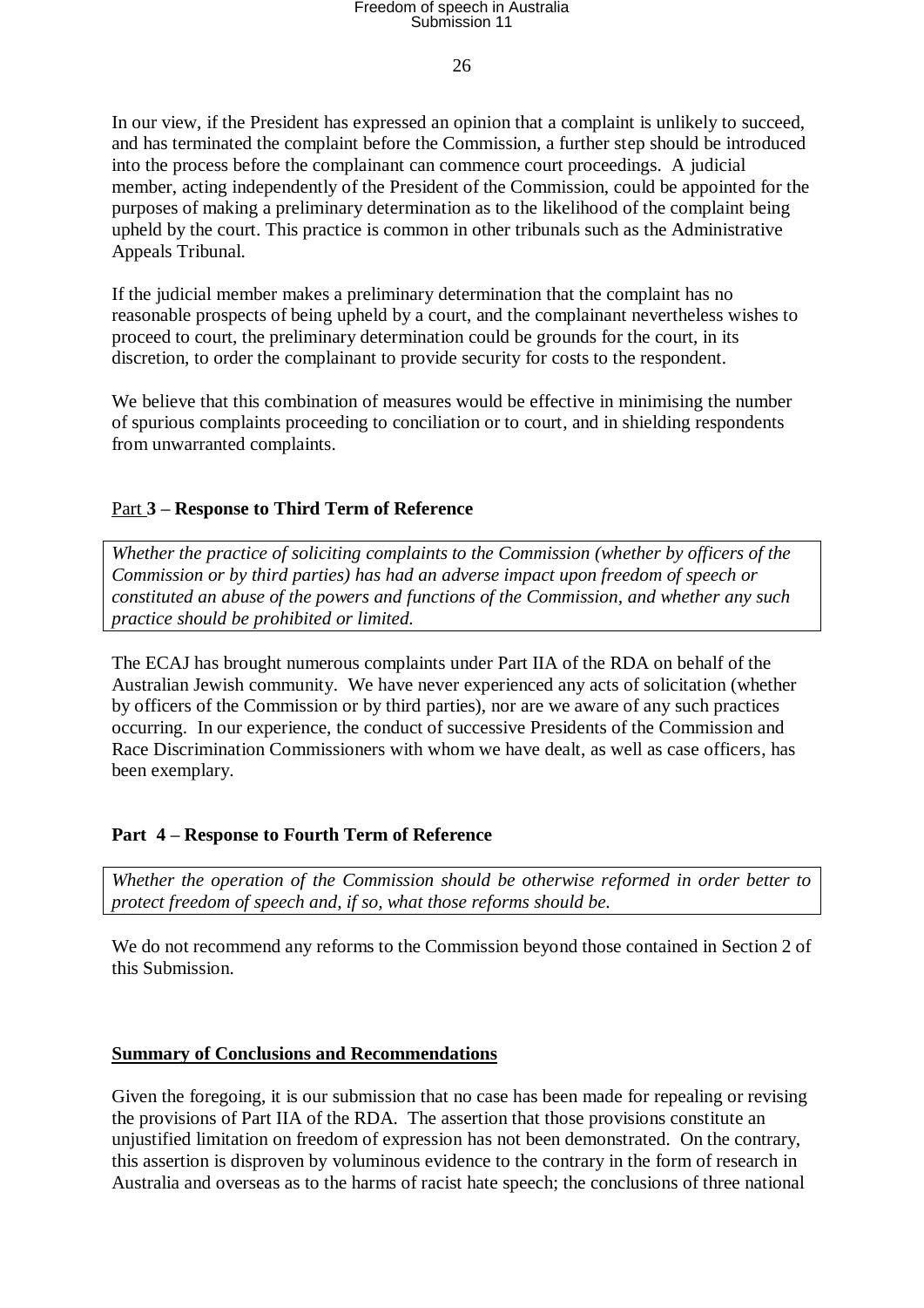In our view, if the President has expressed an opinion that a complaint is unlikely to succeed, and has terminated the complaint before the Commission, a further step should be introduced into the process before the complainant can commence court proceedings. A judicial member, acting independently of the President of the Commission, could be appointed for the purposes of making a preliminary determination as to the likelihood of the complaint being upheld by the court. This practice is common in other tribunals such as the Administrative Appeals Tribunal.

If the judicial member makes a preliminary determination that the complaint has no reasonable prospects of being upheld by a court, and the complainant nevertheless wishes to proceed to court, the preliminary determination could be grounds for the court, in its discretion, to order the complainant to provide security for costs to the respondent.

We believe that this combination of measures would be effective in minimising the number of spurious complaints proceeding to conciliation or to court, and in shielding respondents from unwarranted complaints.

## Part 3 – Response to Third Term of Reference

*Whether the practice of soliciting complaints to the Commission (whether by officers of the Commission or by third parties) has had an adverse impact upon freedom of speech or constituted an abuse of the powers and functions of the Commission, and whether any such practice should be prohibited or limited.*

The ECAJ has brought numerous complaints under Part IIA of the RDA on behalf of the Australian Jewish community. We have never experienced any acts of solicitation (whether by officers of the Commission or by third parties), nor are we aware of any such practices occurring. In our experience, the conduct of successive Presidents of the Commission and Race Discrimination Commissioners with whom we have dealt, as well as case officers, has been exemplary.

## Part 4 – Response to Fourth Term of Reference

*Whether the operation of the Commission should be otherwise reformed in order better to protect freedom of speech and, if so, what those reforms should be.*

We do not recommend any reforms to the Commission beyond those contained in Section 2 of this Submission.

## Summary of Conclusions and Recommendations

Given the foregoing, it is our submission that no case has been made for repealing or revising the provisions of Part IIA of the RDA. The assertion that those provisions constitute an unjustified limitation on freedom of expression has not been demonstrated. On the contrary, this assertion is disproven by voluminous evidence to the contrary in the form of research in Australia and overseas as to the harms of racist hate speech; the conclusions of three national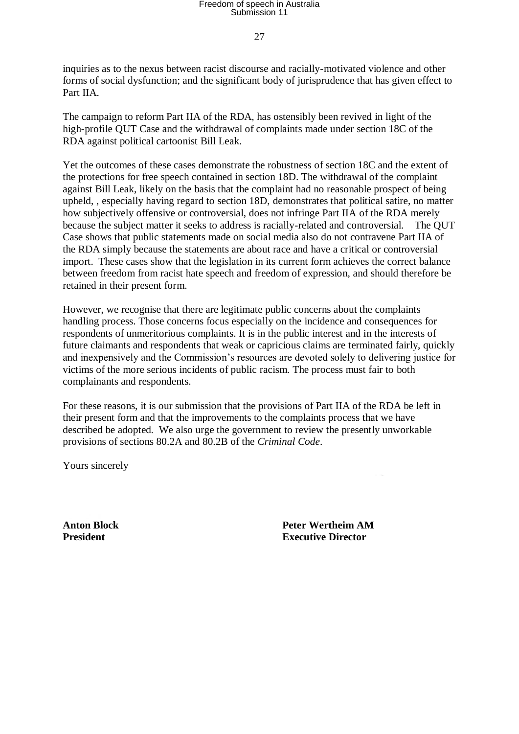inquiries as to the nexus between racist discourse and racially-motivated violence and other forms of social dysfunction; and the significant body of jurisprudence that has given effect to Part IIA.

The campaign to reform Part IIA of the RDA, has ostensibly been revived in light of the high-profile QUT Case and the withdrawal of complaints made under section 18C of the RDA against political cartoonist Bill Leak.

Yet the outcomes of these cases demonstrate the robustness of section 18C and the extent of the protections for free speech contained in section 18D. The withdrawal of the complaint against Bill Leak, likely on the basis that the complaint had no reasonable prospect of being upheld, , especially having regard to section 18D, demonstrates that political satire, no matter how subjectively offensive or controversial, does not infringe Part IIA of the RDA merely because the subject matter it seeks to address is racially-related and controversial. The QUT Case shows that public statements made on social media also do not contravene Part IIA of the RDA simply because the statements are about race and have a critical or controversial import. These cases show that the legislation in its current form achieves the correct balance between freedom from racist hate speech and freedom of expression, and should therefore be retained in their present form.

However, we recognise that there are legitimate public concerns about the complaints handling process. Those concerns focus especially on the incidence and consequences for respondents of unmeritorious complaints. It is in the public interest and in the interests of future claimants and respondents that weak or capricious claims are terminated fairly, quickly and inexpensively and the Commission's resources are devoted solely to delivering justice for victims of the more serious incidents of public racism. The process must fair to both complainants and respondents.

For these reasons, it is our submission that the provisions of Part IIA of the RDA be left in their present form and that the improvements to the complaints process that we have described be adopted. We also urge the government to review the presently unworkable provisions of sections 80.2A and 80.2B of the *Criminal Code*.

Yours sincerely

**Anton Block**
**President**

**Peter Wertheim AM**
**Executive Director**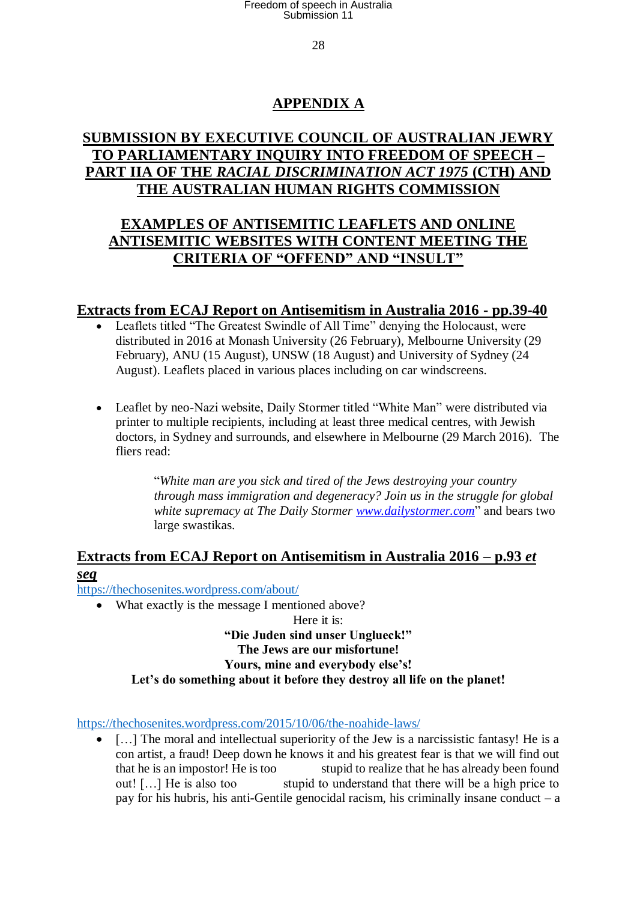# APPENDIX A

## SUBMISSION BY EXECUTIVE COUNCIL OF AUSTRALIAN JEWRY TO PARLIAMENTARY INQUIRY INTO FREEDOM OF SPEECH – PART IIA OF THE *RACIAL DISCRIMINATION ACT 1975* (CTH) AND THE AUSTRALIAN HUMAN RIGHTS COMMISSION

## EXAMPLES OF ANTISEMITIC LEAFLETS AND ONLINE ANTISEMITIC WEBSITES WITH CONTENT MEETING THE CRITERIA OF "OFFEND" AND "INSULT"

### Extracts from ECAJ Report on Antisemitism in Australia 2016 - pp.39-40

- Leaflets titled "The Greatest Swindle of All Time" denying the Holocaust, were distributed in 2016 at Monash University (26 February), Melbourne University (29 February), ANU (15 August), UNSW (18 August) and University of Sydney (24 August). Leaflets placed in various places including on car windscreens.

- Leaflet by neo-Nazi website, Daily Stormer titled "White Man" were distributed via printer to multiple recipients, including at least three medical centres, with Jewish doctors, in Sydney and surrounds, and elsewhere in Melbourne (29 March 2016). The fliers read:

  > "*White man are you sick and tired of the Jews destroying your country through mass immigration and degeneracy? Join us in the struggle for global white supremacy at The Daily Stormer* www.dailystormer.com" and bears two large swastikas.

### Extracts from ECAJ Report on Antisemitism in Australia 2016 – p.93 *et seq*

https://thechosenites.wordpress.com/about/

- What exactly is the message I mentioned above?

  Here it is:

  **"Die Juden sind unser Unglueck!"**
  **The Jews are our misfortune!**
  **Yours, mine and everybody else's!**
  **Let's do something about it before they destroy all life on the planet!**

https://thechosenites.wordpress.com/2015/10/06/the-noahide-laws/

- […] The moral and intellectual superiority of the Jew is a narcissistic fantasy! He is a con artist, a fraud! Deep down he knows it and his greatest fear is that we will find out that he is an impostor! He is too stupid to realize that he has already been found out! […] He is also too stupid to understand that there will be a high price to pay for his hubris, his anti-Gentile genocidal racism, his criminally insane conduct – a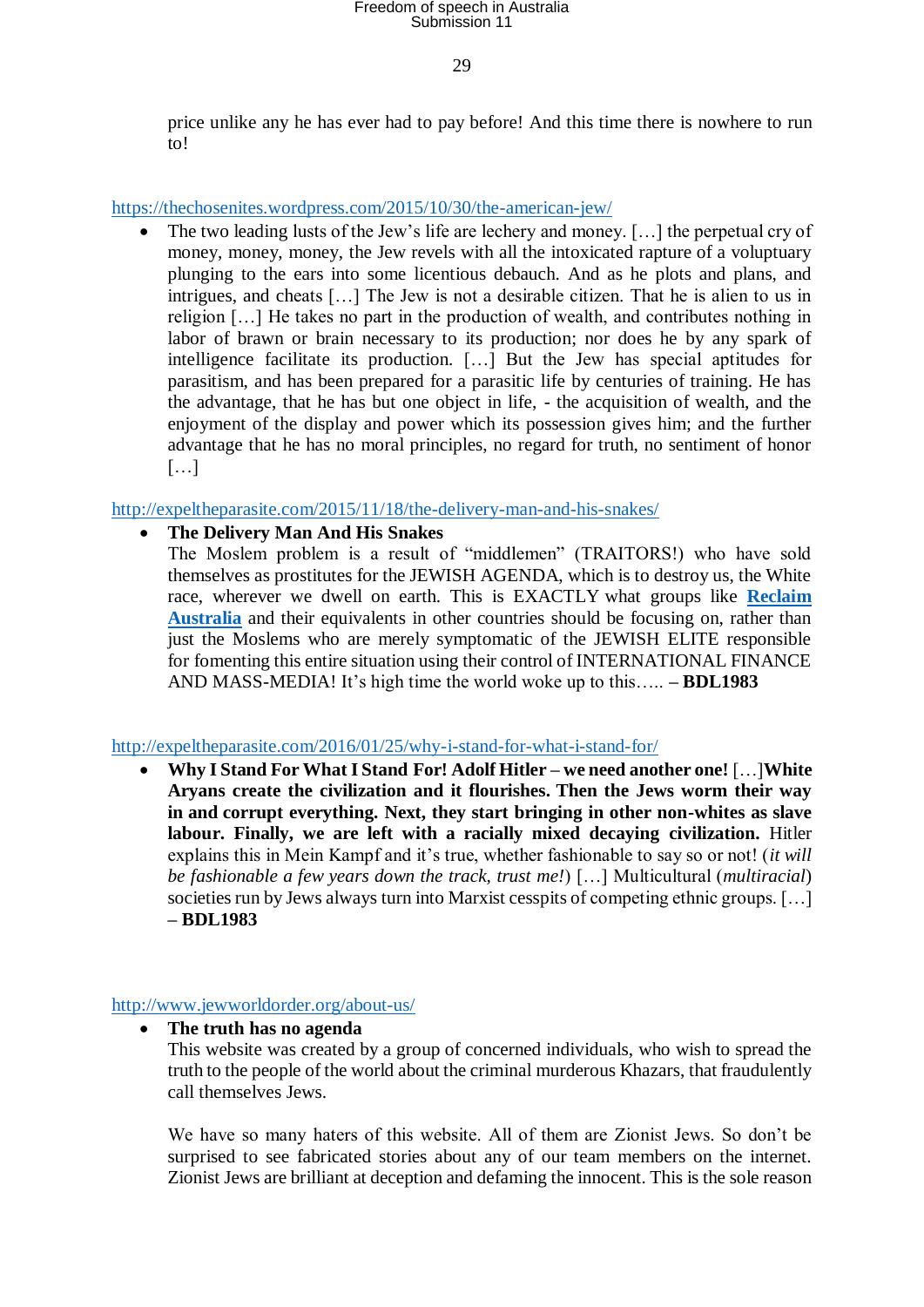price unlike any he has ever had to pay before! And this time there is nowhere to run to!

https://thechosenites.wordpress.com/2015/10/30/the-american-jew/

- The two leading lusts of the Jew's life are lechery and money. […] the perpetual cry of money, money, money, the Jew revels with all the intoxicated rapture of a voluptuary plunging to the ears into some licentious debauch. And as he plots and plans, and intrigues, and cheats […] The Jew is not a desirable citizen. That he is alien to us in religion […] He takes no part in the production of wealth, and contributes nothing in labor of brawn or brain necessary to its production; nor does he by any spark of intelligence facilitate its production. […] But the Jew has special aptitudes for parasitism, and has been prepared for a parasitic life by centuries of training. He has the advantage, that he has but one object in life, - the acquisition of wealth, and the enjoyment of the display and power which its possession gives him; and the further advantage that he has no moral principles, no regard for truth, no sentiment of honor […]

http://expeltheparasite.com/2015/11/18/the-delivery-man-and-his-snakes/

- **The Delivery Man And His Snakes**
  The Moslem problem is a result of "middlemen" (TRAITORS!) who have sold themselves as prostitutes for the JEWISH AGENDA, which is to destroy us, the White race, wherever we dwell on earth. This is EXACTLY what groups like **Reclaim Australia** and their equivalents in other countries should be focusing on, rather than just the Moslems who are merely symptomatic of the JEWISH ELITE responsible for fomenting this entire situation using their control of INTERNATIONAL FINANCE AND MASS-MEDIA! It's high time the world woke up to this….. **– BDL1983**

http://expeltheparasite.com/2016/01/25/why-i-stand-for-what-i-stand-for/

- **Why I Stand For What I Stand For! Adolf Hitler – we need another one!** […]**White Aryans create the civilization and it flourishes. Then the Jews worm their way in and corrupt everything. Next, they start bringing in other non-whites as slave labour. Finally, we are left with a racially mixed decaying civilization.** Hitler explains this in Mein Kampf and it's true, whether fashionable to say so or not! (*it will be fashionable a few years down the track, trust me!*) […] Multicultural (*multiracial*) societies run by Jews always turn into Marxist cesspits of competing ethnic groups. […] **– BDL1983**

http://www.jewworldorder.org/about-us/

- **The truth has no agenda**
  This website was created by a group of concerned individuals, who wish to spread the truth to the people of the world about the criminal murderous Khazars, that fraudulently call themselves Jews.

  We have so many haters of this website. All of them are Zionist Jews. So don't be surprised to see fabricated stories about any of our team members on the internet. Zionist Jews are brilliant at deception and defaming the innocent. This is the sole reason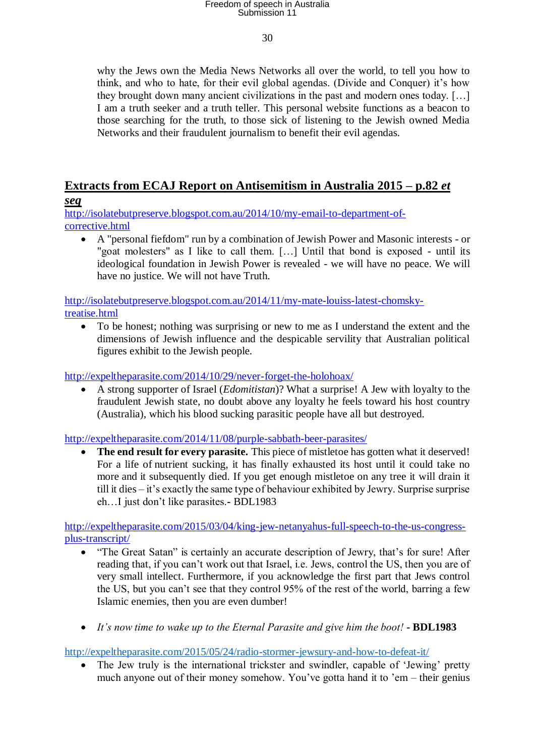why the Jews own the Media News Networks all over the world, to tell you how to think, and who to hate, for their evil global agendas. (Divide and Conquer) it's how they brought down many ancient civilizations in the past and modern ones today. […] I am a truth seeker and a truth teller. This personal website functions as a beacon to those searching for the truth, to those sick of listening to the Jewish owned Media Networks and their fraudulent journalism to benefit their evil agendas.

## Extracts from ECAJ Report on Antisemitism in Australia 2015 – p.82 *et seq*

http://isolatebutpreserve.blogspot.com.au/2014/10/my-email-to-department-of-corrective.html

- A "personal fiefdom" run by a combination of Jewish Power and Masonic interests - or "goat molesters" as I like to call them. […] Until that bond is exposed - until its ideological foundation in Jewish Power is revealed - we will have no peace. We will have no justice. We will not have Truth.

http://isolatebutpreserve.blogspot.com.au/2014/11/my-mate-louiss-latest-chomsky-treatise.html

- To be honest; nothing was surprising or new to me as I understand the extent and the dimensions of Jewish influence and the despicable servility that Australian political figures exhibit to the Jewish people.

http://expeltheparasite.com/2014/10/29/never-forget-the-holohoax/

- A strong supporter of Israel (*Edomitistan*)? What a surprise! A Jew with loyalty to the fraudulent Jewish state, no doubt above any loyalty he feels toward his host country (Australia), which his blood sucking parasitic people have all but destroyed.

http://expeltheparasite.com/2014/11/08/purple-sabbath-beer-parasites/

- **The end result for every parasite.** This piece of mistletoe has gotten what it deserved! For a life of nutrient sucking, it has finally exhausted its host until it could take no more and it subsequently died. If you get enough mistletoe on any tree it will drain it till it dies – it's exactly the same type of behaviour exhibited by Jewry. Surprise surprise eh…I just don't like parasites.- BDL1983

http://expeltheparasite.com/2015/03/04/king-jew-netanyahus-full-speech-to-the-us-congress-plus-transcript/

- "The Great Satan" is certainly an accurate description of Jewry, that's for sure! After reading that, if you can't work out that Israel, i.e. Jews, control the US, then you are of very small intellect. Furthermore, if you acknowledge the first part that Jews control the US, but you can't see that they control 95% of the rest of the world, barring a few Islamic enemies, then you are even dumber!

- *It's now time to wake up to the Eternal Parasite and give him the boot!* - **BDL1983**

http://expeltheparasite.com/2015/05/24/radio-stormer-jewsury-and-how-to-defeat-it/

- The Jew truly is the international trickster and swindler, capable of 'Jewing' pretty much anyone out of their money somehow. You've gotta hand it to 'em – their genius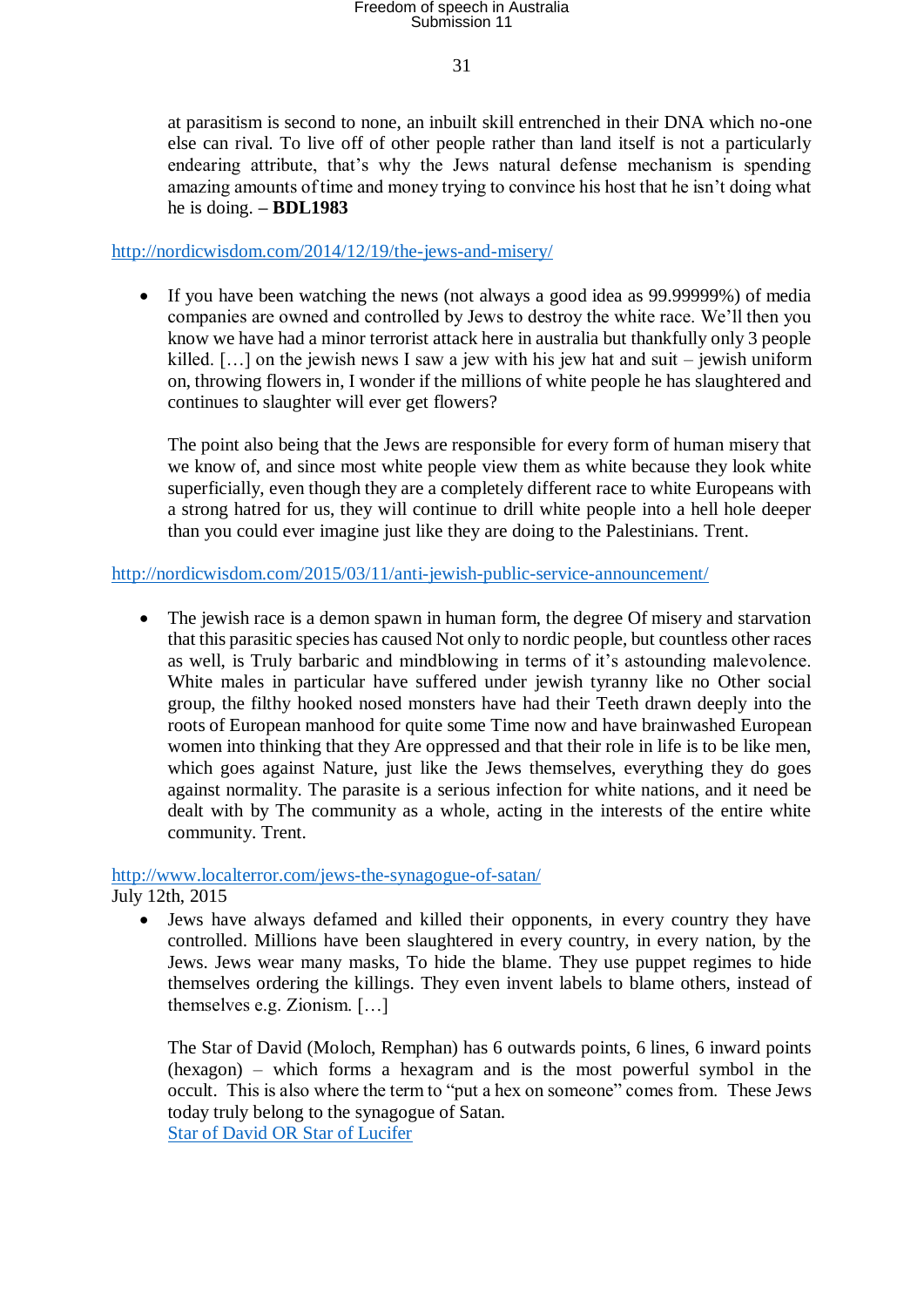at parasitism is second to none, an inbuilt skill entrenched in their DNA which no-one else can rival. To live off of other people rather than land itself is not a particularly endearing attribute, that's why the Jews natural defense mechanism is spending amazing amounts of time and money trying to convince his host that he isn't doing what he is doing. – **BDL1983**

http://nordicwisdom.com/2014/12/19/the-jews-and-misery/

- If you have been watching the news (not always a good idea as 99.99999%) of media companies are owned and controlled by Jews to destroy the white race. We'll then you know we have had a minor terrorist attack here in australia but thankfully only 3 people killed. […] on the jewish news I saw a jew with his jew hat and suit – jewish uniform on, throwing flowers in, I wonder if the millions of white people he has slaughtered and continues to slaughter will ever get flowers?

  The point also being that the Jews are responsible for every form of human misery that we know of, and since most white people view them as white because they look white superficially, even though they are a completely different race to white Europeans with a strong hatred for us, they will continue to drill white people into a hell hole deeper than you could ever imagine just like they are doing to the Palestinians. Trent.

http://nordicwisdom.com/2015/03/11/anti-jewish-public-service-announcement/

- The jewish race is a demon spawn in human form, the degree Of misery and starvation that this parasitic species has caused Not only to nordic people, but countless other races as well, is Truly barbaric and mindblowing in terms of it's astounding malevolence. White males in particular have suffered under jewish tyranny like no Other social group, the filthy hooked nosed monsters have had their Teeth drawn deeply into the roots of European manhood for quite some Time now and have brainwashed European women into thinking that they Are oppressed and that their role in life is to be like men, which goes against Nature, just like the Jews themselves, everything they do goes against normality. The parasite is a serious infection for white nations, and it need be dealt with by The community as a whole, acting in the interests of the entire white community. Trent.

http://www.localterror.com/jews-the-synagogue-of-satan/
July 12th, 2015

- Jews have always defamed and killed their opponents, in every country they have controlled. Millions have been slaughtered in every country, in every nation, by the Jews. Jews wear many masks, To hide the blame. They use puppet regimes to hide themselves ordering the killings. They even invent labels to blame others, instead of themselves e.g. Zionism. […]

  The Star of David (Moloch, Remphan) has 6 outwards points, 6 lines, 6 inward points (hexagon) – which forms a hexagram and is the most powerful symbol in the occult. This is also where the term to "put a hex on someone" comes from. These Jews today truly belong to the synagogue of Satan.
  Star of David OR Star of Lucifer